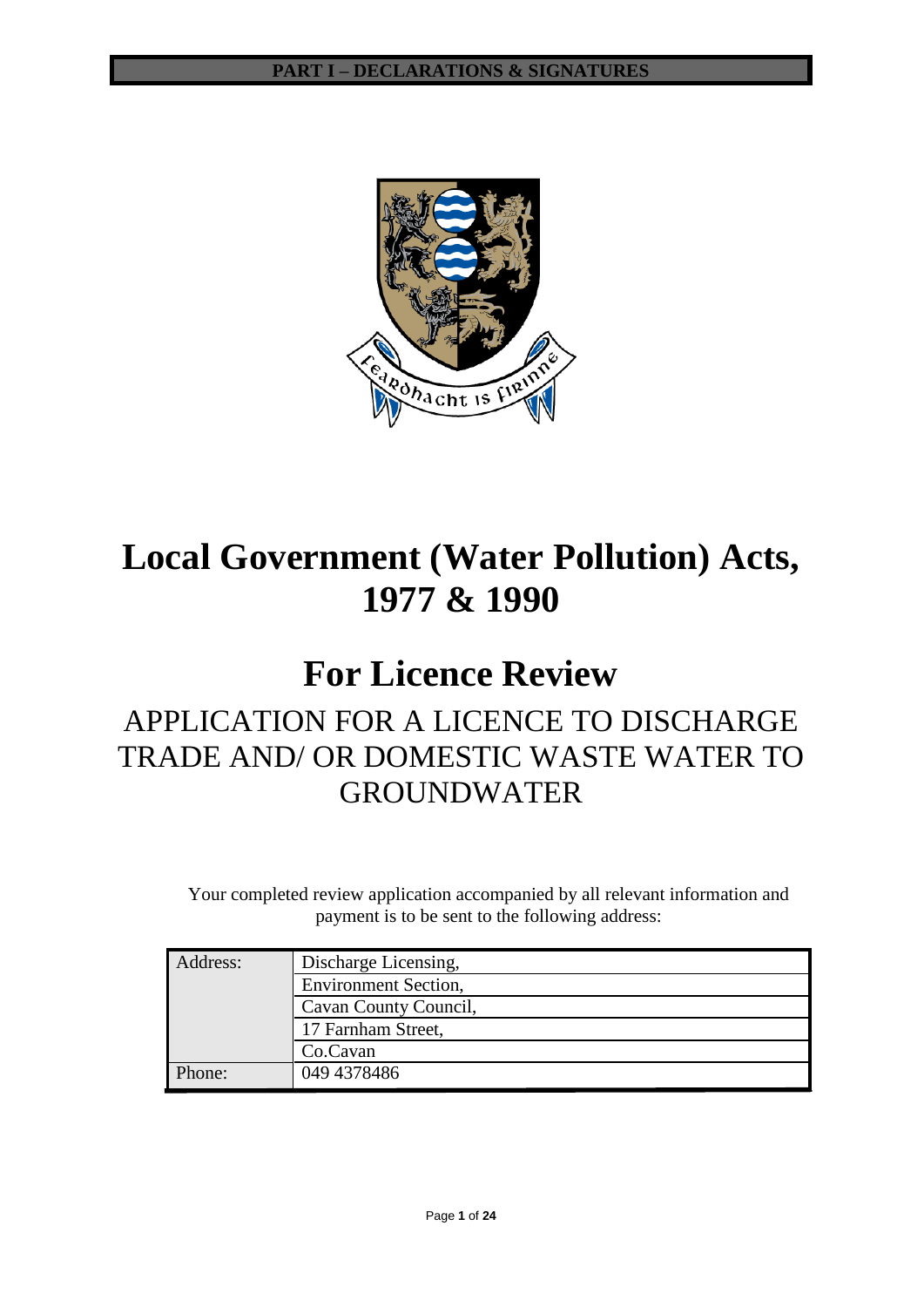PART I – DECLARATIONS & SIGNATURES

# Local Government (Water Pollution) Acts, 1977 & 1990

# For Licence Review

## APPLICATION FOR A LICENCE TO DISCHARGE TRADE AND/ OR DOMESTIC WASTE WATER TO GROUNDWATER

Your completed review application accompanied by all relevant information and payment is to be sent to the following address:

| Address: | Discharge Licensing, |
|---|---|
| | Environment Section, |
| | Cavan County Council, |
| | 17 Farnham Street, |
| | Co.Cavan |
| Phone: | 049 4378486 |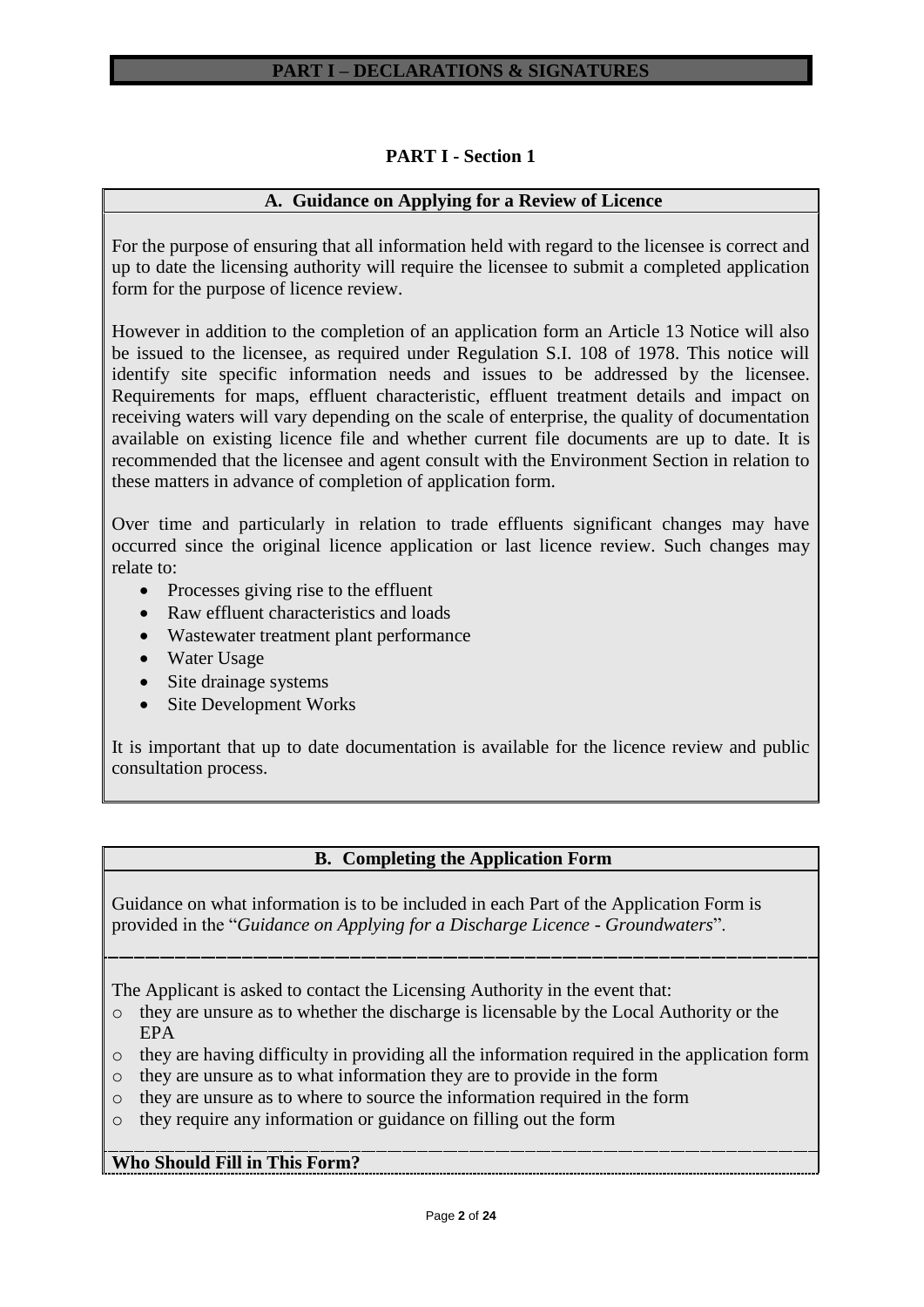# PART I – DECLARATIONS & SIGNATURES

## PART I - Section 1

### A. Guidance on Applying for a Review of Licence

For the purpose of ensuring that all information held with regard to the licensee is correct and up to date the licensing authority will require the licensee to submit a completed application form for the purpose of licence review.

However in addition to the completion of an application form an Article 13 Notice will also be issued to the licensee, as required under Regulation S.I. 108 of 1978. This notice will identify site specific information needs and issues to be addressed by the licensee. Requirements for maps, effluent characteristic, effluent treatment details and impact on receiving waters will vary depending on the scale of enterprise, the quality of documentation available on existing licence file and whether current file documents are up to date. It is recommended that the licensee and agent consult with the Environment Section in relation to these matters in advance of completion of application form.

Over time and particularly in relation to trade effluents significant changes may have occurred since the original licence application or last licence review. Such changes may relate to:

- Processes giving rise to the effluent
- Raw effluent characteristics and loads
- Wastewater treatment plant performance
- Water Usage
- Site drainage systems
- Site Development Works

It is important that up to date documentation is available for the licence review and public consultation process.

### B. Completing the Application Form

Guidance on what information is to be included in each Part of the Application Form is provided in the "*Guidance on Applying for a Discharge Licence - Groundwaters*".

The Applicant is asked to contact the Licensing Authority in the event that:

- they are unsure as to whether the discharge is licensable by the Local Authority or the EPA
- they are having difficulty in providing all the information required in the application form
- they are unsure as to what information they are to provide in the form
- they are unsure as to where to source the information required in the form
- they require any information or guidance on filling out the form

**Who Should Fill in This Form?**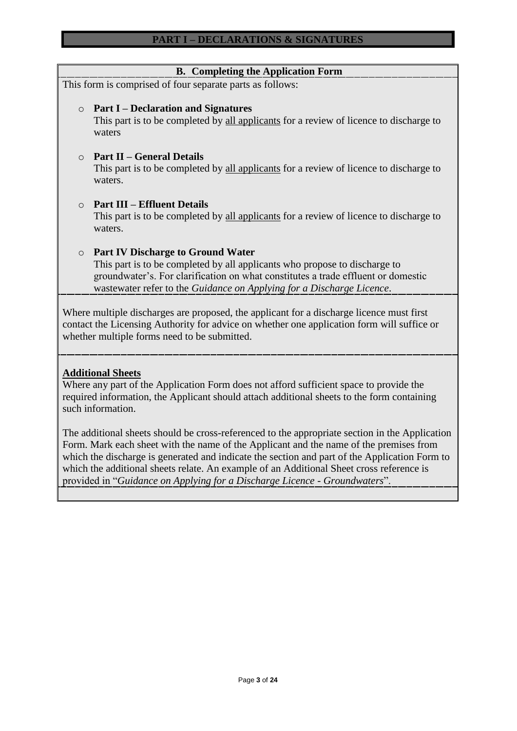# PART I – DECLARATIONS & SIGNATURES

## B. Completing the Application Form

This form is comprised of four separate parts as follows:

- **Part I – Declaration and Signatures**
  This part is to be completed by all applicants for a review of licence to discharge to waters

- **Part II – General Details**
  This part is to be completed by all applicants for a review of licence to discharge to waters.

- **Part III – Effluent Details**
  This part is to be completed by all applicants for a review of licence to discharge to waters.

- **Part IV Discharge to Ground Water**
  This part is to be completed by all applicants who propose to discharge to groundwater's. For clarification on what constitutes a trade effluent or domestic wastewater refer to the *Guidance on Applying for a Discharge Licence*.

Where multiple discharges are proposed, the applicant for a discharge licence must first contact the Licensing Authority for advice on whether one application form will suffice or whether multiple forms need to be submitted.

**Additional Sheets**

Where any part of the Application Form does not afford sufficient space to provide the required information, the Applicant should attach additional sheets to the form containing such information.

The additional sheets should be cross-referenced to the appropriate section in the Application Form. Mark each sheet with the name of the Applicant and the name of the premises from which the discharge is generated and indicate the section and part of the Application Form to which the additional sheets relate. An example of an Additional Sheet cross reference is provided in "*Guidance on Applying for a Discharge Licence - Groundwaters*".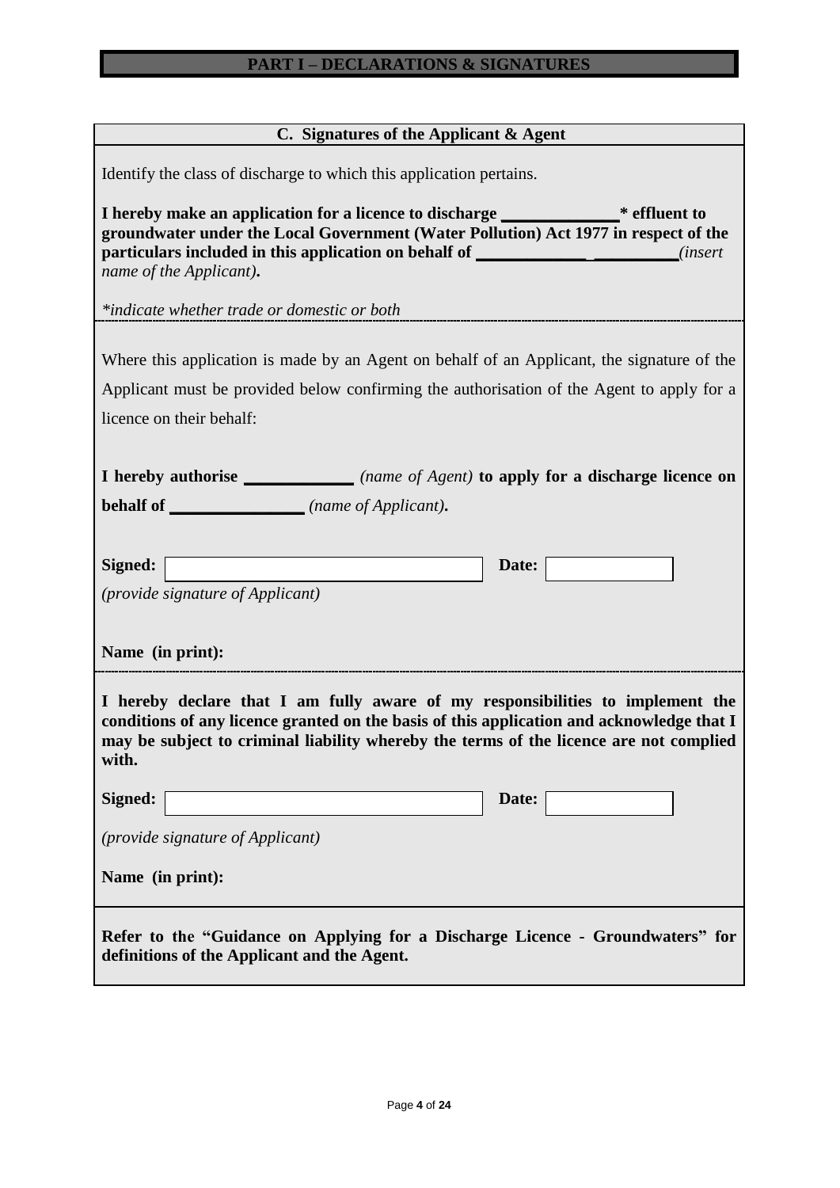# PART I – DECLARATIONS & SIGNATURES

## C. Signatures of the Applicant & Agent

Identify the class of discharge to which this application pertains.

**I hereby make an application for a licence to discharge _____________* effluent to groundwater under the Local Government (Water Pollution) Act 1977 in respect of the particulars included in this application on behalf of _____________ __________***(insert name of the Applicant)***.**

*\*indicate whether trade or domestic or both*

---

Where this application is made by an Agent on behalf of an Applicant, the signature of the Applicant must be provided below confirming the authorisation of the Agent to apply for a licence on their behalf:

**I hereby authorise ____________** *(name of Agent)* **to apply for a discharge licence on behalf of _______________** *(name of Applicant)***.**

**Signed:** ______________________ **Date:** __________

*(provide signature of Applicant)*

**Name (in print):**

---

**I hereby declare that I am fully aware of my responsibilities to implement the conditions of any licence granted on the basis of this application and acknowledge that I may be subject to criminal liability whereby the terms of the licence are not complied with.**

**Signed:** ______________________ **Date:** __________

*(provide signature of Applicant)*

**Name (in print):**

---

**Refer to the "Guidance on Applying for a Discharge Licence - Groundwaters" for definitions of the Applicant and the Agent.**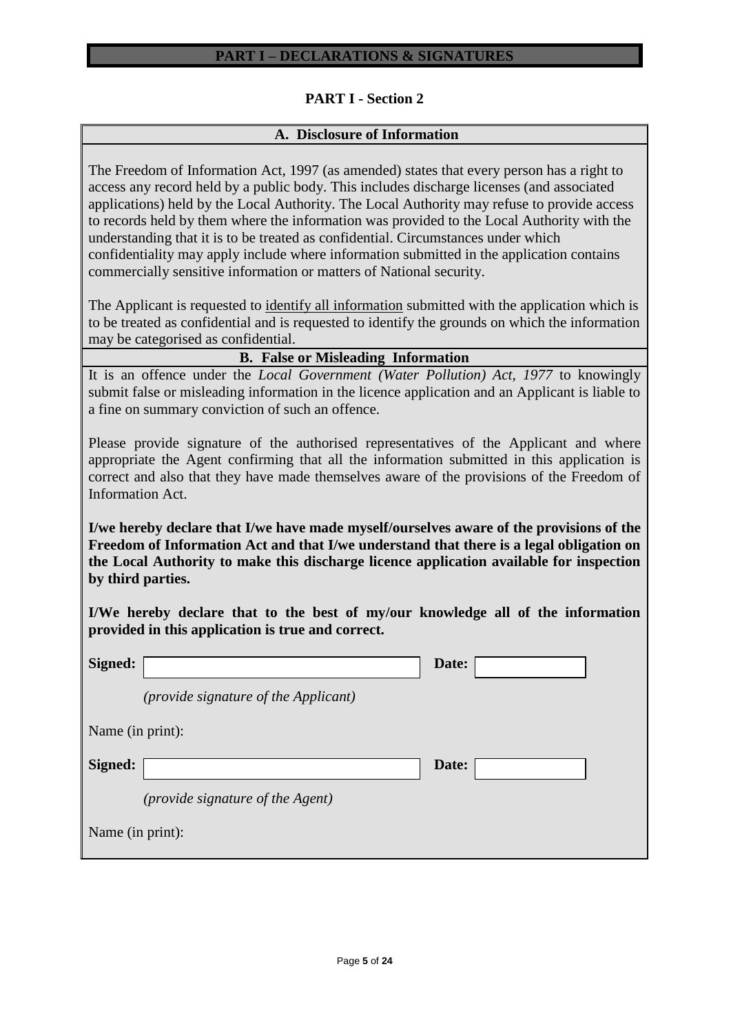# PART I – DECLARATIONS & SIGNATURES

## PART I - Section 2

### A. Disclosure of Information

The Freedom of Information Act, 1997 (as amended) states that every person has a right to access any record held by a public body. This includes discharge licenses (and associated applications) held by the Local Authority. The Local Authority may refuse to provide access to records held by them where the information was provided to the Local Authority with the understanding that it is to be treated as confidential. Circumstances under which confidentiality may apply include where information submitted in the application contains commercially sensitive information or matters of National security.

The Applicant is requested to identify all information submitted with the application which is to be treated as confidential and is requested to identify the grounds on which the information may be categorised as confidential.

### B. False or Misleading Information

It is an offence under the *Local Government (Water Pollution) Act, 1977* to knowingly submit false or misleading information in the licence application and an Applicant is liable to a fine on summary conviction of such an offence.

Please provide signature of the authorised representatives of the Applicant and where appropriate the Agent confirming that all the information submitted in this application is correct and also that they have made themselves aware of the provisions of the Freedom of Information Act.

**I/we hereby declare that I/we have made myself/ourselves aware of the provisions of the Freedom of Information Act and that I/we understand that there is a legal obligation on the Local Authority to make this discharge licence application available for inspection by third parties.**

**I/We hereby declare that to the best of my/our knowledge all of the information provided in this application is true and correct.**

**Signed:** ______________________ **Date:** __________

*(provide signature of the Applicant)*

Name (in print):

**Signed:** ______________________ **Date:** __________

*(provide signature of the Agent)*

Name (in print):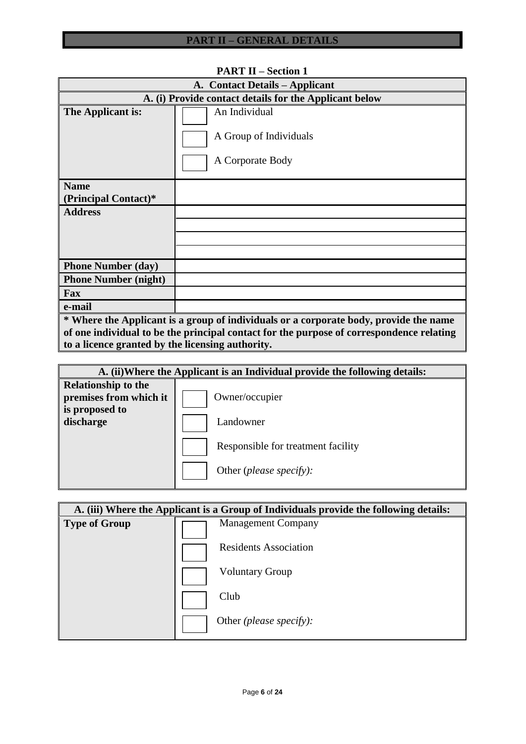# PART II – GENERAL DETAILS

## PART II – Section 1

| A. Contact Details – Applicant | |
|---|---|
| **A. (i) Provide contact details for the Applicant below** | |
| **The Applicant is:** | ☐ An Individual<br>☐ A Group of Individuals<br>☐ A Corporate Body |
| **Name (Principal Contact)*** | |
| **Address** | |
| | |
| | |
| | |
| **Phone Number (day)** | |
| **Phone Number (night)** | |
| **Fax** | |
| **e-mail** | |

*** Where the Applicant is a group of individuals or a corporate body, provide the name of one individual to be the principal contact for the purpose of correspondence relating to a licence granted by the licensing authority.**

| A. (ii) Where the Applicant is an Individual provide the following details: | |
|---|---|
| **Relationship to the premises from which it is proposed to discharge** | ☐ Owner/occupier<br>☐ Landowner<br>☐ Responsible for treatment facility<br>☐ Other (*please specify):* |

| A. (iii) Where the Applicant is a Group of Individuals provide the following details: | |
|---|---|
| **Type of Group** | ☐ Management Company<br>☐ Residents Association<br>☐ Voluntary Group<br>☐ Club<br>☐ Other *(please specify):* |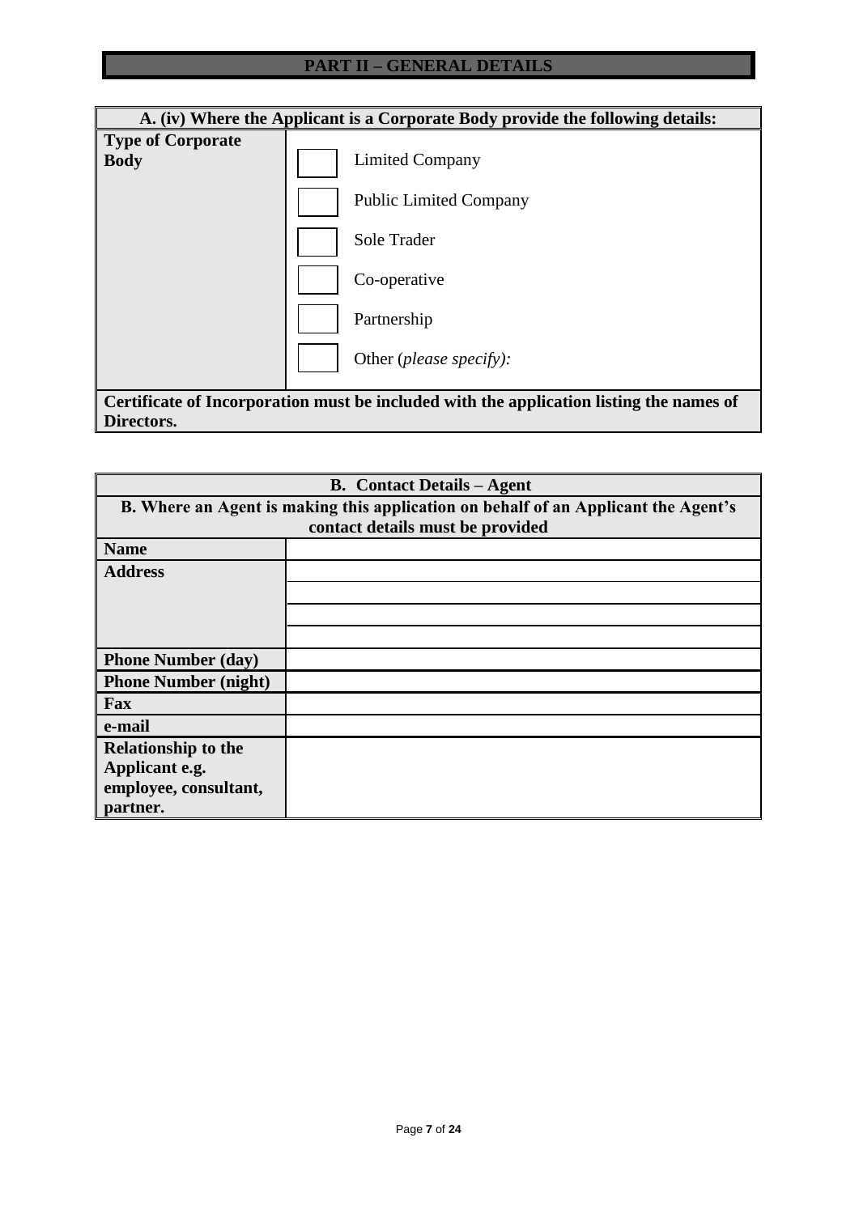## PART II – GENERAL DETAILS

| A. (iv) Where the Applicant is a Corporate Body provide the following details: | |
|---|---|
| **Type of Corporate Body** | ☐ Limited Company<br>☐ Public Limited Company<br>☐ Sole Trader<br>☐ Co-operative<br>☐ Partnership<br>☐ Other (*please specify):* |
| **Certificate of Incorporation must be included with the application listing the names of Directors.** | |

| B. Contact Details – Agent | |
|---|---|
| **B. Where an Agent is making this application on behalf of an Applicant the Agent's contact details must be provided** | |
| **Name** | |
| **Address** | |
| | |
| | |
| | |
| **Phone Number (day)** | |
| **Phone Number (night)** | |
| **Fax** | |
| **e-mail** | |
| **Relationship to the Applicant e.g. employee, consultant, partner.** | |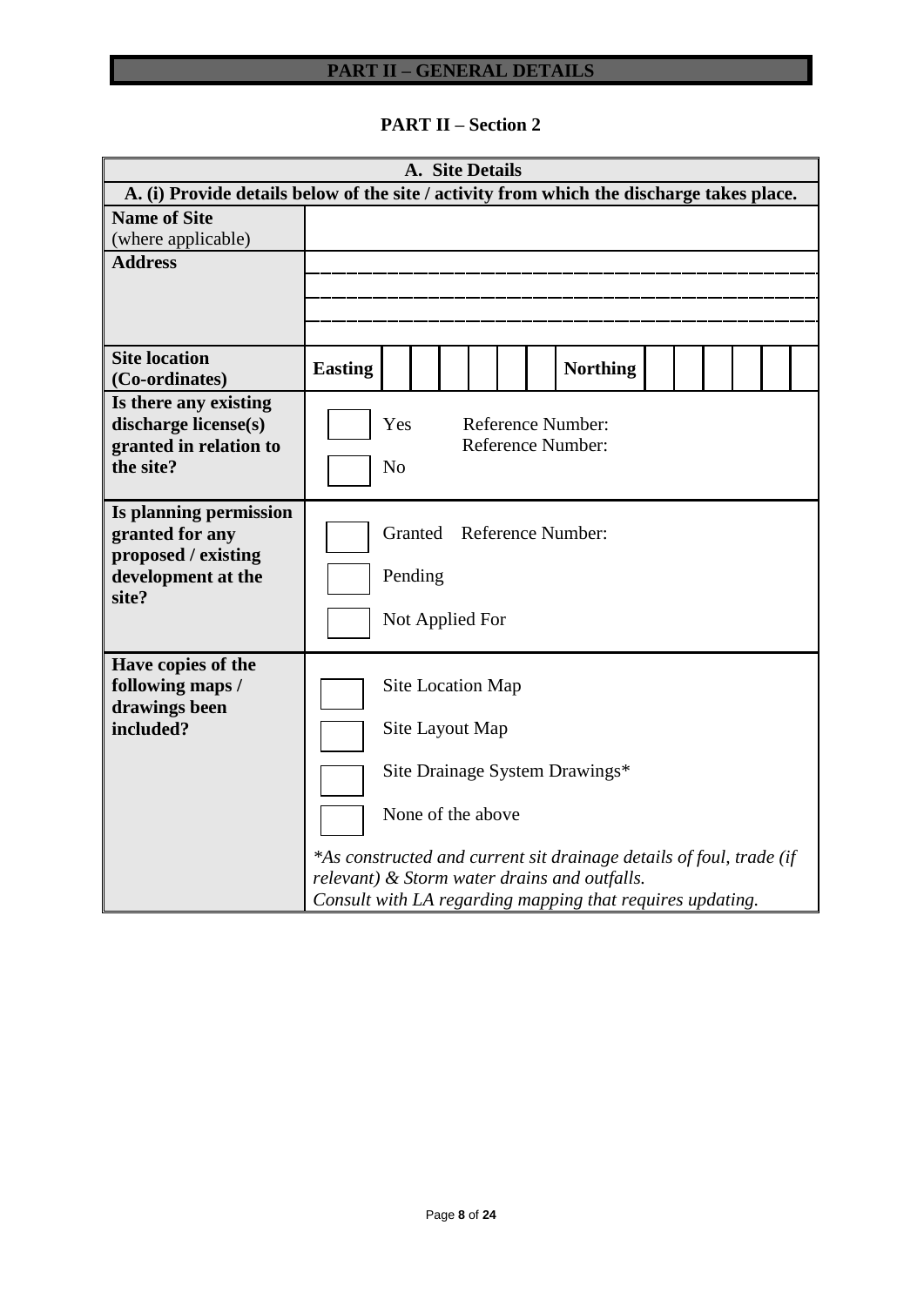# PART II – GENERAL DETAILS

## PART II – Section 2

| A. Site Details | |
|---|---|
| **A. (i) Provide details below of the site / activity from which the discharge takes place.** | |
| **Name of Site** (where applicable) | |
| **Address** | |
| **Site location (Co-ordinates)** | **Easting** ☐☐☐☐☐☐ **Northing** ☐☐☐☐☐☐ |
| **Is there any existing discharge license(s) granted in relation to the site?** | ☐ Yes Reference Number: Reference Number: <br> ☐ No |
| **Is planning permission granted for any proposed / existing development at the site?** | ☐ Granted Reference Number: <br> ☐ Pending <br> ☐ Not Applied For |
| **Have copies of the following maps / drawings been included?** | ☐ Site Location Map <br> ☐ Site Layout Map <br> ☐ Site Drainage System Drawings* <br> ☐ None of the above <br> *\*As constructed and current sit drainage details of foul, trade (if relevant) & Storm water drains and outfalls.* <br> *Consult with LA regarding mapping that requires updating.* |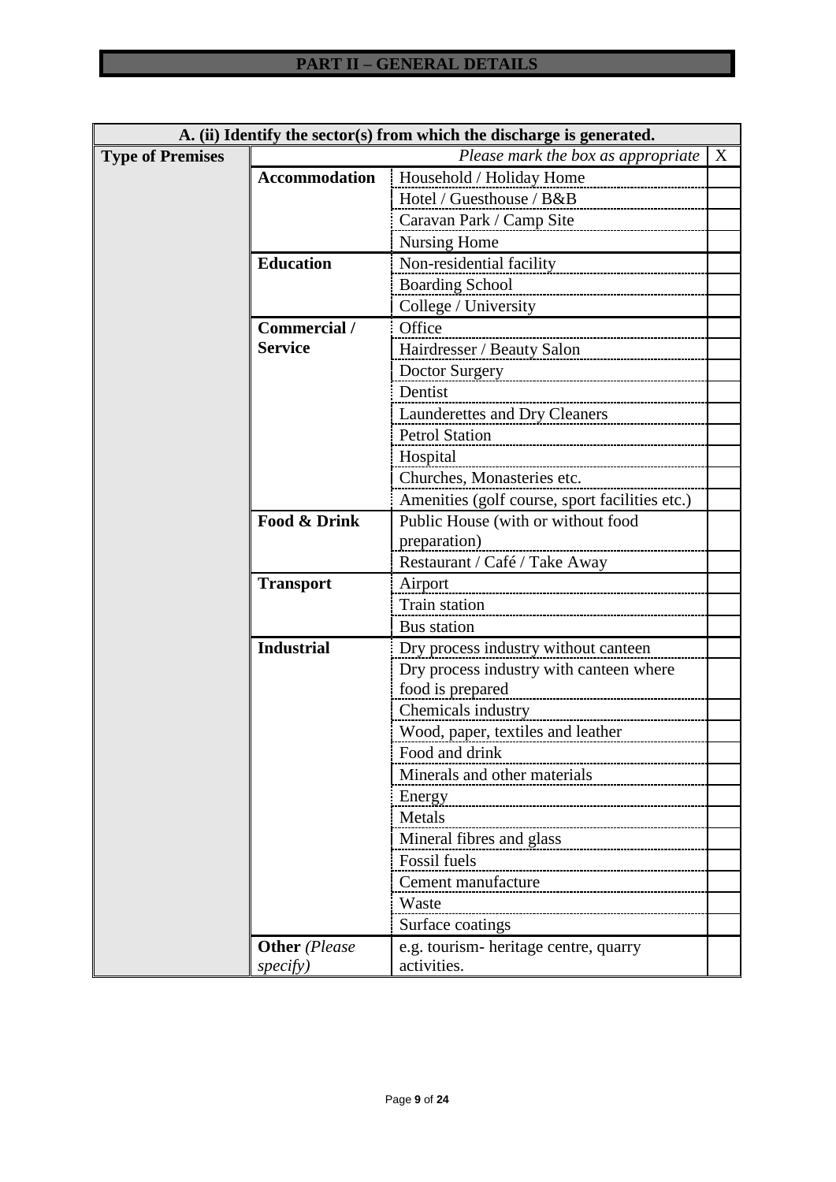## PART II – GENERAL DETAILS

| A. (ii) Identify the sector(s) from which the discharge is generated. | | | |
|---|---|---|---|
| **Type of Premises** | | *Please mark the box as appropriate* | X |
| | **Accommodation** | Household / Holiday Home | |
| | | Hotel / Guesthouse / B&B | |
| | | Caravan Park / Camp Site | |
| | | Nursing Home | |
| | **Education** | Non-residential facility | |
| | | Boarding School | |
| | | College / University | |
| | **Commercial / Service** | Office | |
| | | Hairdresser / Beauty Salon | |
| | | Doctor Surgery | |
| | | Dentist | |
| | | Launderettes and Dry Cleaners | |
| | | Petrol Station | |
| | | Hospital | |
| | | Churches, Monasteries etc. | |
| | | Amenities (golf course, sport facilities etc.) | |
| | **Food & Drink** | Public House (with or without food preparation) | |
| | | Restaurant / Café / Take Away | |
| | **Transport** | Airport | |
| | | Train station | |
| | | Bus station | |
| | **Industrial** | Dry process industry without canteen | |
| | | Dry process industry with canteen where food is prepared | |
| | | Chemicals industry | |
| | | Wood, paper, textiles and leather | |
| | | Food and drink | |
| | | Minerals and other materials | |
| | | Energy | |
| | | Metals | |
| | | Mineral fibres and glass | |
| | | Fossil fuels | |
| | | Cement manufacture | |
| | | Waste | |
| | | Surface coatings | |
| | **Other** *(Please specify)* | e.g. tourism- heritage centre, quarry activities. | |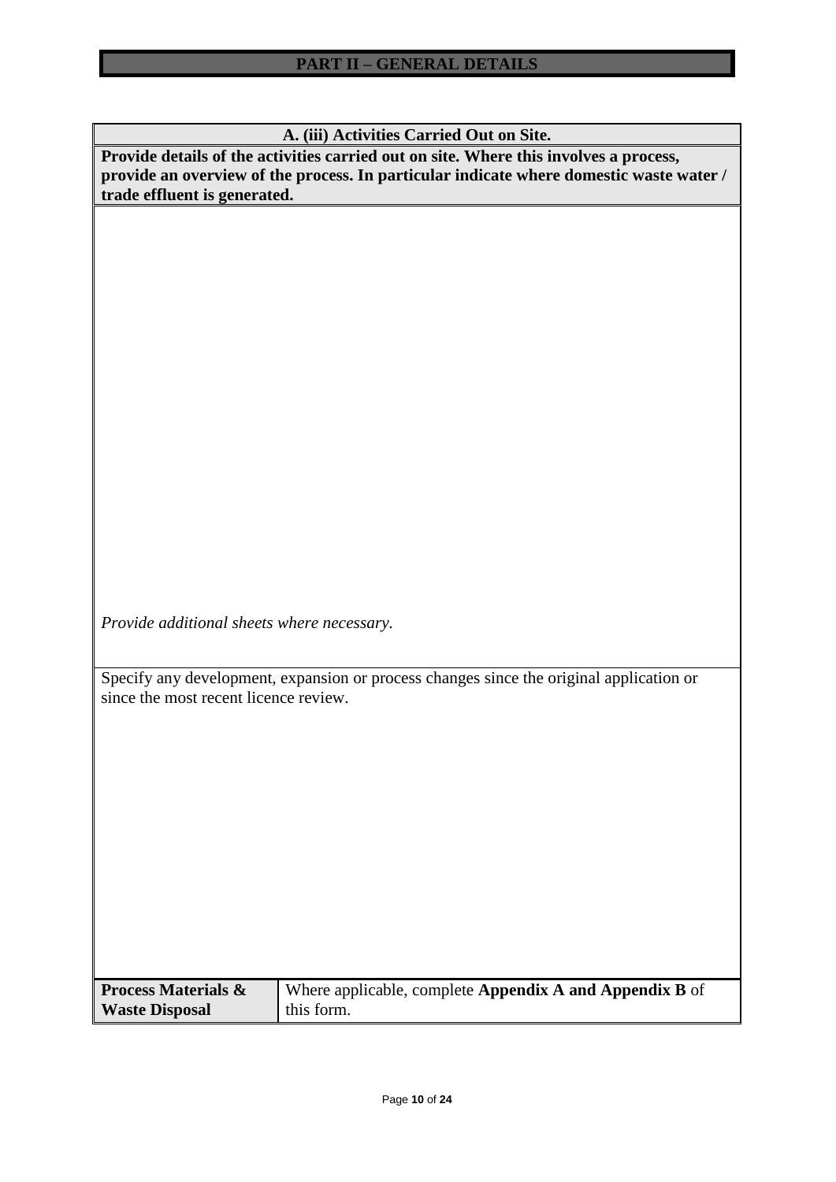# PART II – GENERAL DETAILS

## A. (iii) Activities Carried Out on Site.

**Provide details of the activities carried out on site. Where this involves a process, provide an overview of the process. In particular indicate where domestic waste water / trade effluent is generated.**

*Provide additional sheets where necessary.*

Specify any development, expansion or process changes since the original application or since the most recent licence review.

| **Process Materials & Waste Disposal** | Where applicable, complete **Appendix A and Appendix B** of this form. |
|---|---|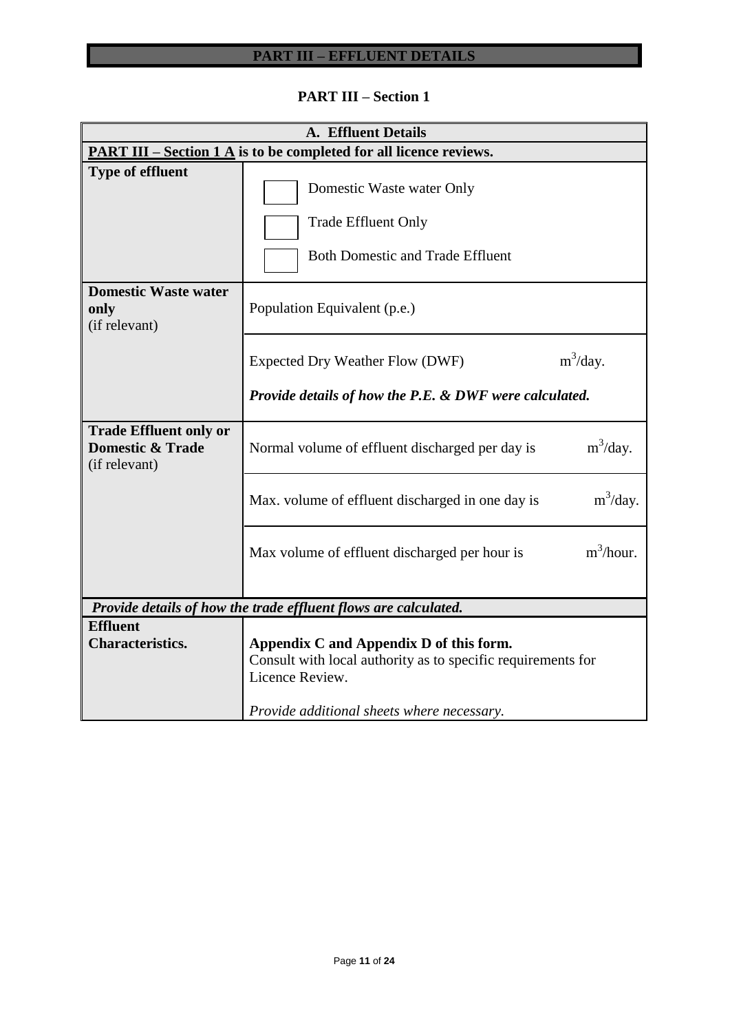# PART III – EFFLUENT DETAILS

## PART III – Section 1

| A. Effluent Details | |
|---|---|
| **PART III – Section 1 A is to be completed for all licence reviews.** | |
| **Type of effluent** | ☐ Domestic Waste water Only<br>☐ Trade Effluent Only<br>☐ Both Domestic and Trade Effluent |
| **Domestic Waste water only** (if relevant) | Population Equivalent (p.e.) |
| | Expected Dry Weather Flow (DWF) $m^3$/day.<br>***Provide details of how the P.E. & DWF were calculated.*** |
| **Trade Effluent only or Domestic & Trade** (if relevant) | Normal volume of effluent discharged per day is $m^3$/day. |
| | Max. volume of effluent discharged in one day is $m^3$/day. |
| | Max volume of effluent discharged per hour is $m^3$/hour. |
| ***Provide details of how the trade effluent flows are calculated.*** | |
| **Effluent Characteristics.** | **Appendix C and Appendix D of this form.**<br>Consult with local authority as to specific requirements for Licence Review.<br>*Provide additional sheets where necessary.* |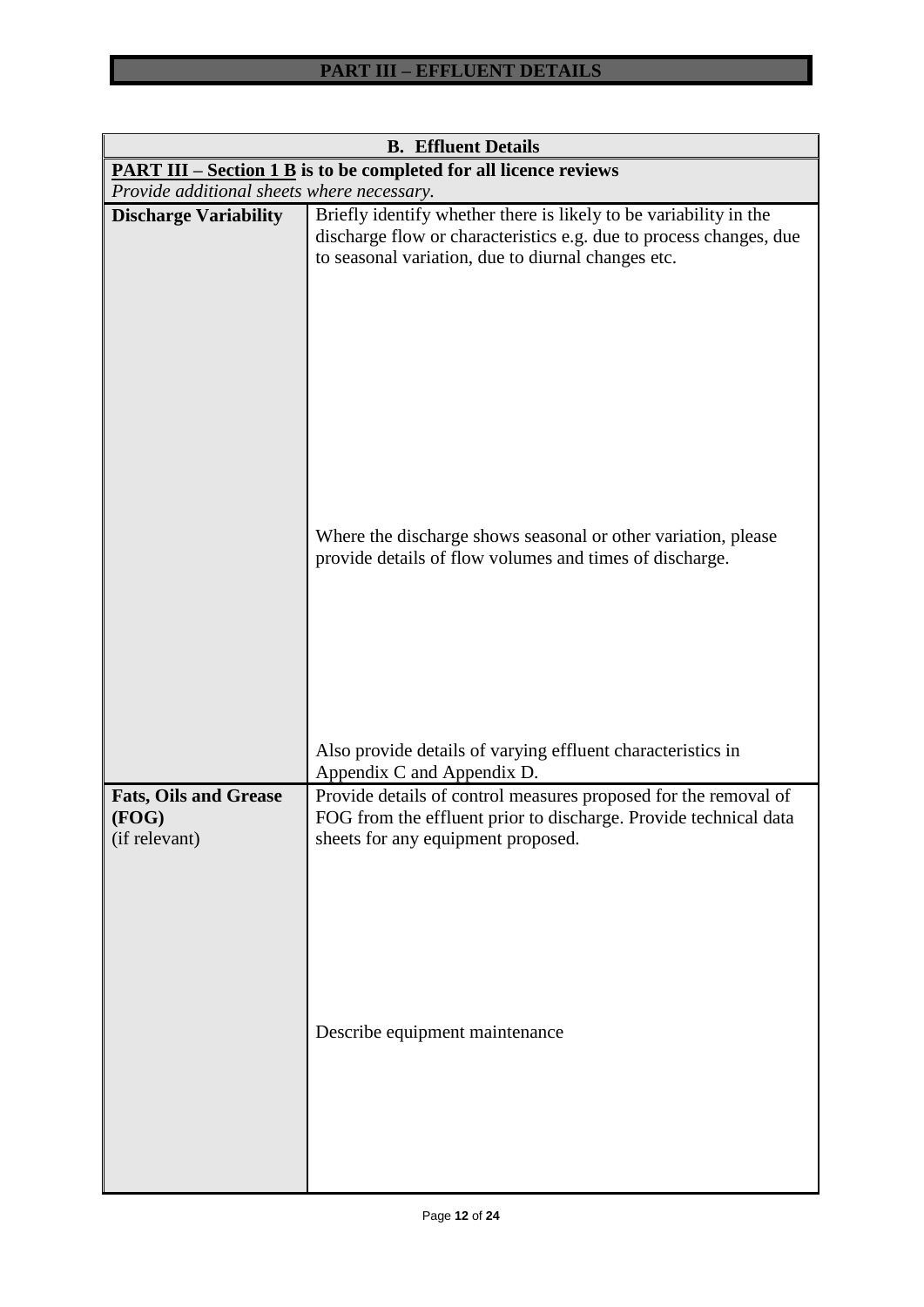# PART III – EFFLUENT DETAILS

| B. Effluent Details | |
|---|---|
| **PART III – Section 1 B is to be completed for all licence reviews** | |
| *Provide additional sheets where necessary.* | |
| **Discharge Variability** | Briefly identify whether there is likely to be variability in the discharge flow or characteristics e.g. due to process changes, due to seasonal variation, due to diurnal changes etc.<br><br>Where the discharge shows seasonal or other variation, please provide details of flow volumes and times of discharge.<br><br>Also provide details of varying effluent characteristics in Appendix C and Appendix D. |
| **Fats, Oils and Grease (FOG)** (if relevant) | Provide details of control measures proposed for the removal of FOG from the effluent prior to discharge. Provide technical data sheets for any equipment proposed.<br><br>Describe equipment maintenance |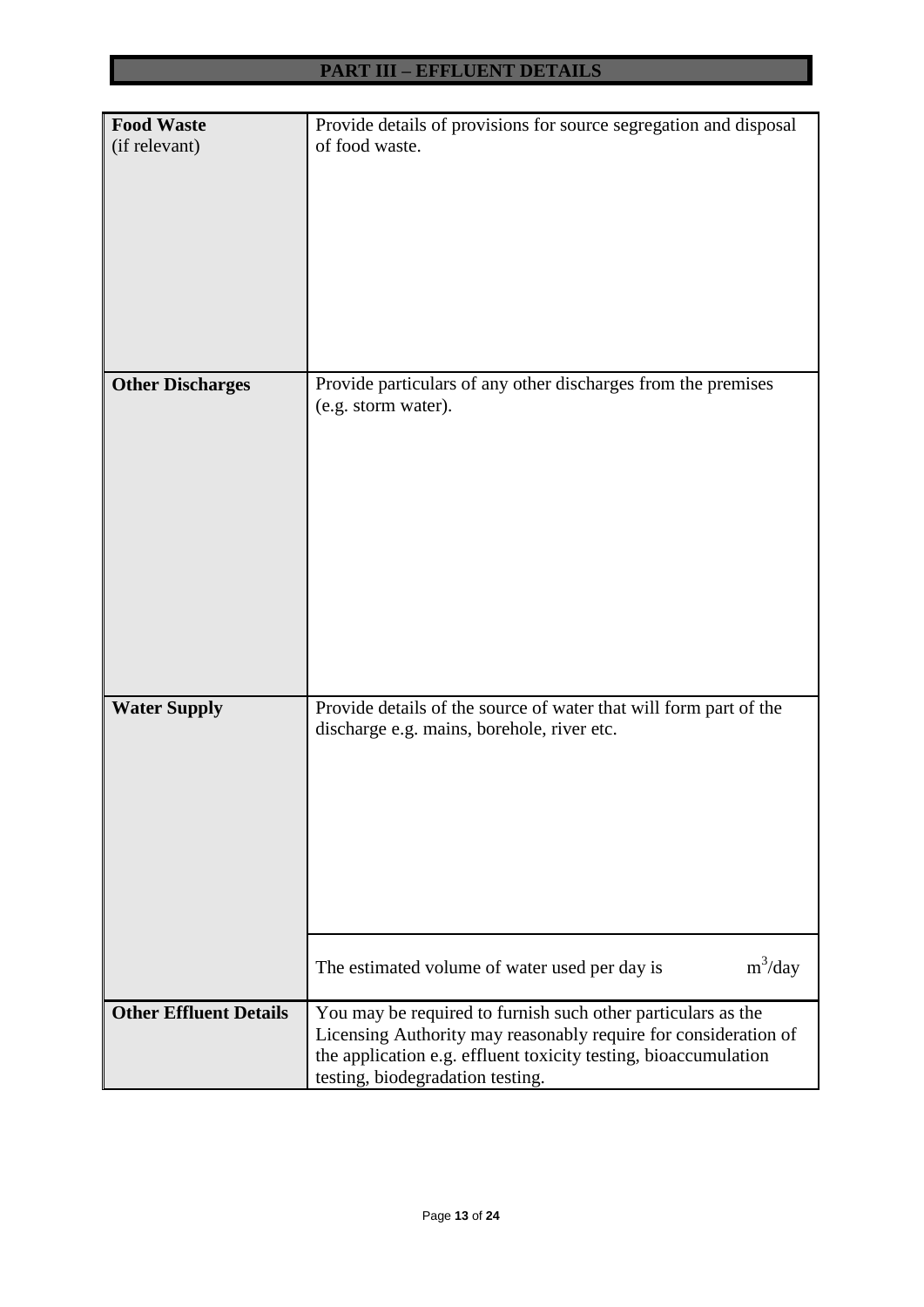## PART III – EFFLUENT DETAILS

| | |
|---|---|
| **Food Waste** (if relevant) | Provide details of provisions for source segregation and disposal of food waste. |
| **Other Discharges** | Provide particulars of any other discharges from the premises (e.g. storm water). |
| **Water Supply** | Provide details of the source of water that will form part of the discharge e.g. mains, borehole, river etc. |
| | The estimated volume of water used per day is $m^3$/day |
| **Other Effluent Details** | You may be required to furnish such other particulars as the Licensing Authority may reasonably require for consideration of the application e.g. effluent toxicity testing, bioaccumulation testing, biodegradation testing. |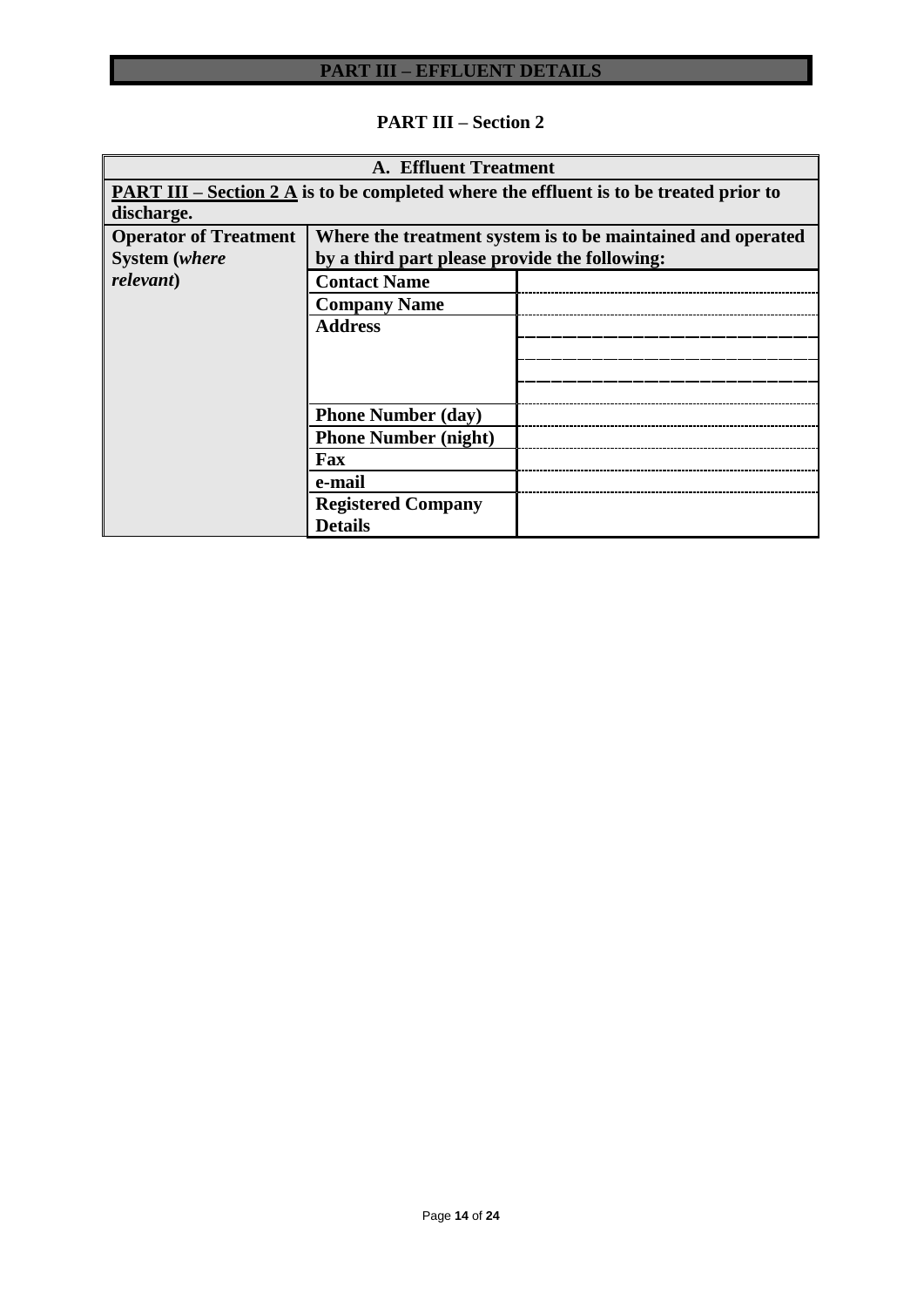# PART III – EFFLUENT DETAILS

## PART III – Section 2

| A. Effluent Treatment | | |
|---|---|---|
| **<u>PART III – Section 2 A</u> is to be completed where the effluent is to be treated prior to discharge.** | | |
| **Operator of Treatment System (*where relevant*)** | **Where the treatment system is to be maintained and operated by a third part please provide the following:** | |
| | **Contact Name** | |
| | **Company Name** | |
| | **Address** | |
| | **Phone Number (day)** | |
| | **Phone Number (night)** | |
| | **Fax** | |
| | **e-mail** | |
| | **Registered Company Details** | |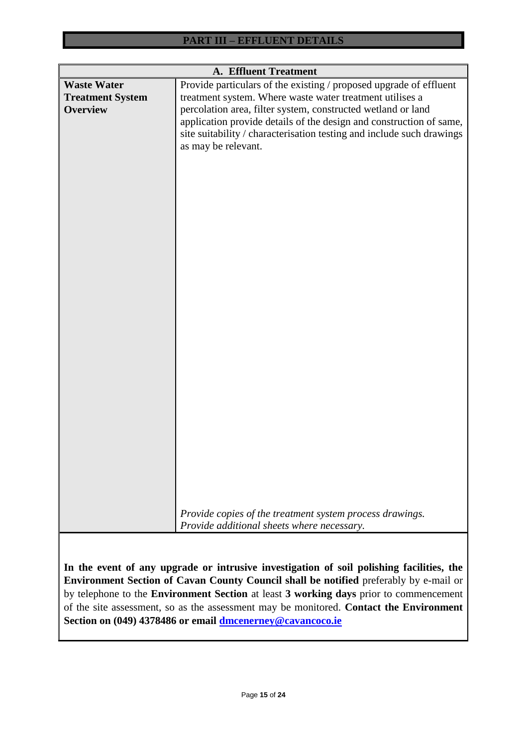# PART III – EFFLUENT DETAILS

| A. Effluent Treatment | |
|---|---|
| **Waste Water Treatment System Overview** | Provide particulars of the existing / proposed upgrade of effluent treatment system. Where waste water treatment utilises a percolation area, filter system, constructed wetland or land application provide details of the design and construction of same, site suitability / characterisation testing and include such drawings as may be relevant.<br><br>*Provide copies of the treatment system process drawings.*<br>*Provide additional sheets where necessary.* |

**In the event of any upgrade or intrusive investigation of soil polishing facilities, the Environment Section of Cavan County Council shall be notified** preferably by e-mail or by telephone to the **Environment Section** at least **3 working days** prior to commencement of the site assessment, so as the assessment may be monitored. **Contact the Environment Section on (049) 4378486 or email dmcenerney@cavancoco.ie**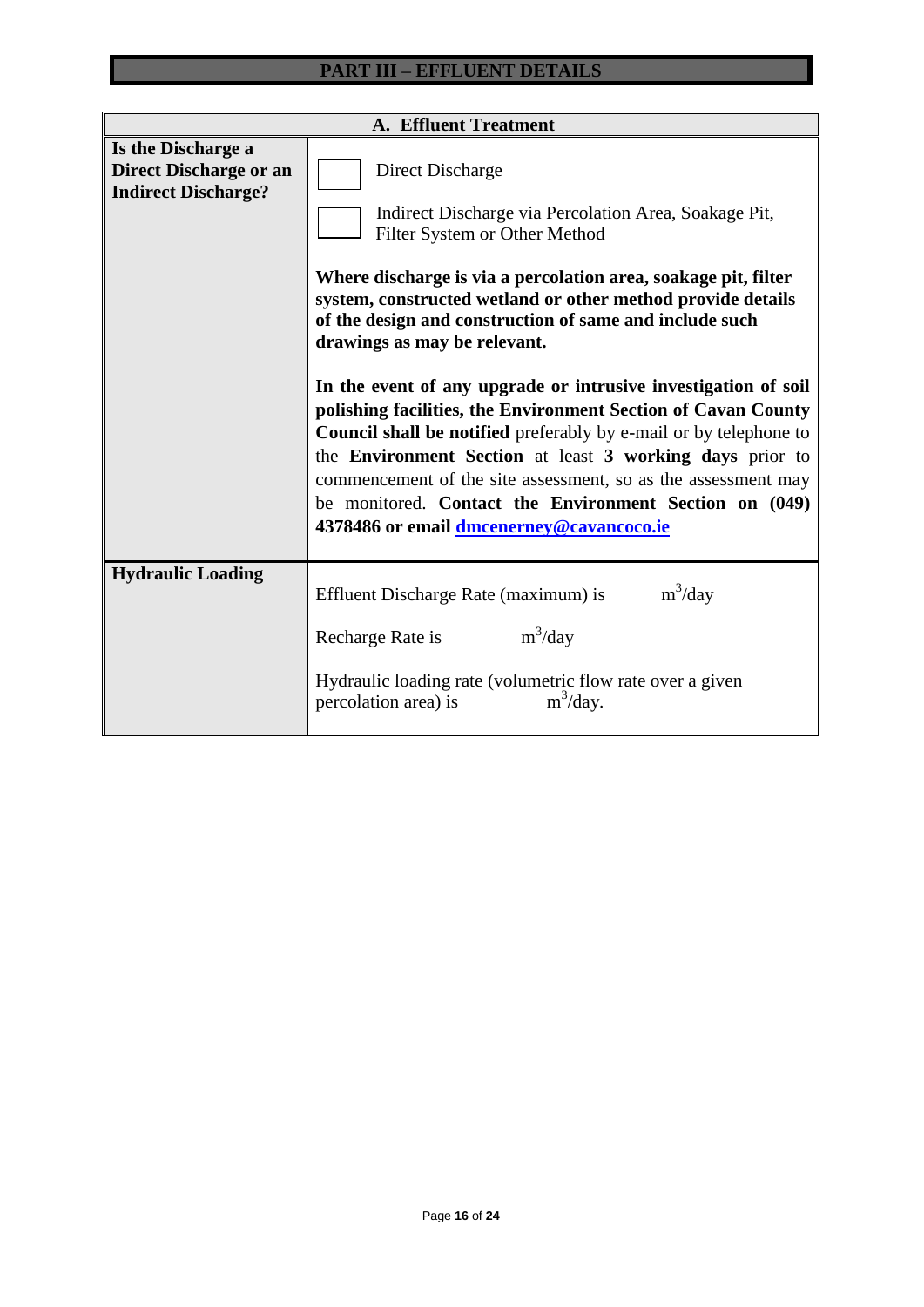# PART III – EFFLUENT DETAILS

| A. Effluent Treatment | |
|---|---|
| **Is the Discharge a Direct Discharge or an Indirect Discharge?** | ☐ Direct Discharge<br><br>☐ Indirect Discharge via Percolation Area, Soakage Pit, Filter System or Other Method<br><br>**Where discharge is via a percolation area, soakage pit, filter system, constructed wetland or other method provide details of the design and construction of same and include such drawings as may be relevant.**<br><br>**In the event of any upgrade or intrusive investigation of soil polishing facilities, the Environment Section of Cavan County Council shall be notified** preferably by e-mail or by telephone to the **Environment Section** at least **3 working days** prior to commencement of the site assessment, so as the assessment may be monitored. **Contact the Environment Section on (049) 4378486 or email [dmcenerney@cavancoco.ie](mailto:dmcenerney@cavancoco.ie)** |
| **Hydraulic Loading** | Effluent Discharge Rate (maximum) is $m^3$/day<br><br>Recharge Rate is $m^3$/day<br><br>Hydraulic loading rate (volumetric flow rate over a given percolation area) is $m^3$/day. |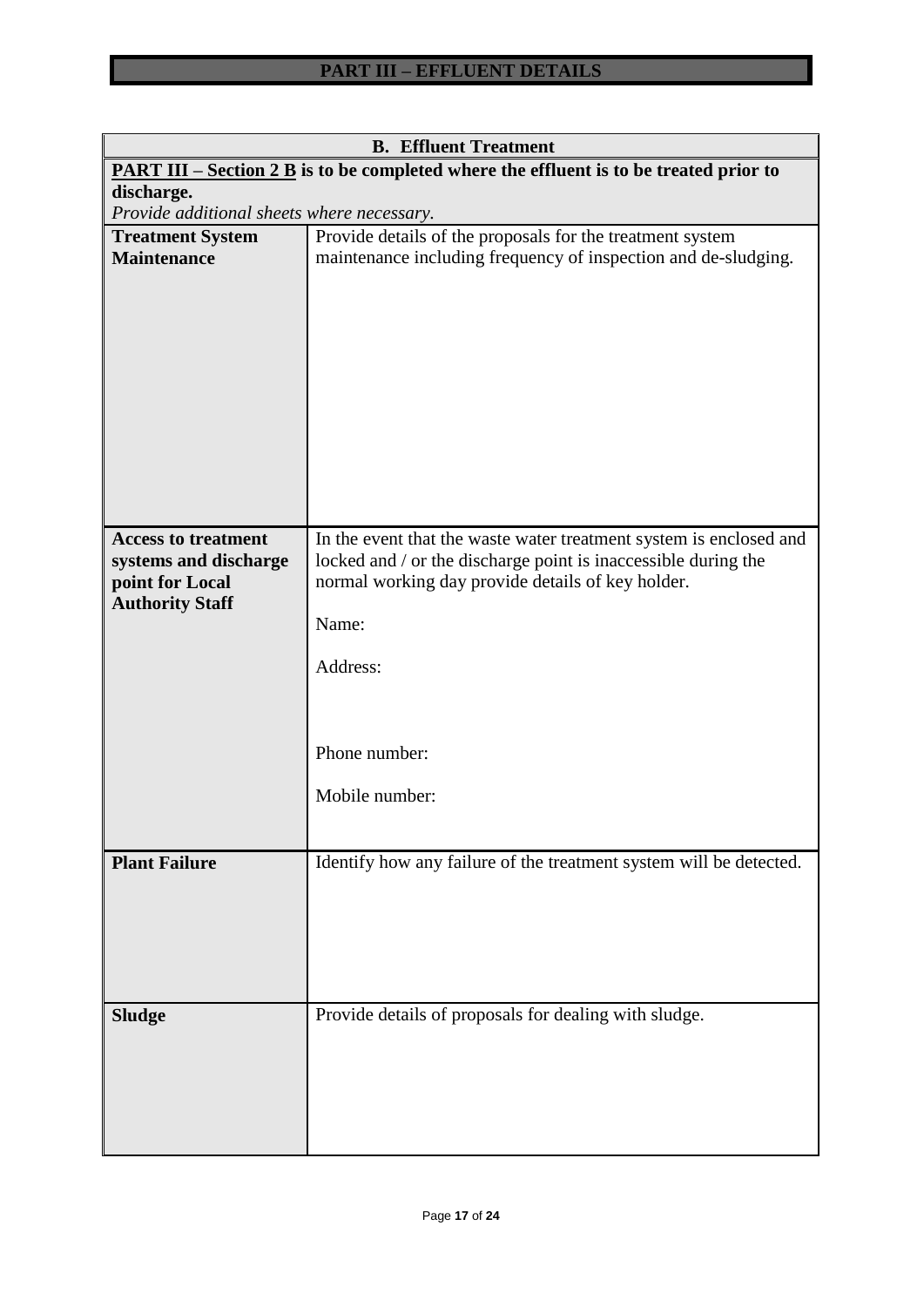# PART III – EFFLUENT DETAILS

| **B. Effluent Treatment** | |
|---|---|
| **PART III – Section 2 B is to be completed where the effluent is to be treated prior to discharge.** *Provide additional sheets where necessary.* | |
| **Treatment System Maintenance** | Provide details of the proposals for the treatment system maintenance including frequency of inspection and de-sludging. |
| **Access to treatment systems and discharge point for Local Authority Staff** | In the event that the waste water treatment system is enclosed and locked and / or the discharge point is inaccessible during the normal working day provide details of key holder.<br><br>Name:<br><br>Address:<br><br>Phone number:<br><br>Mobile number: |
| **Plant Failure** | Identify how any failure of the treatment system will be detected. |
| **Sludge** | Provide details of proposals for dealing with sludge. |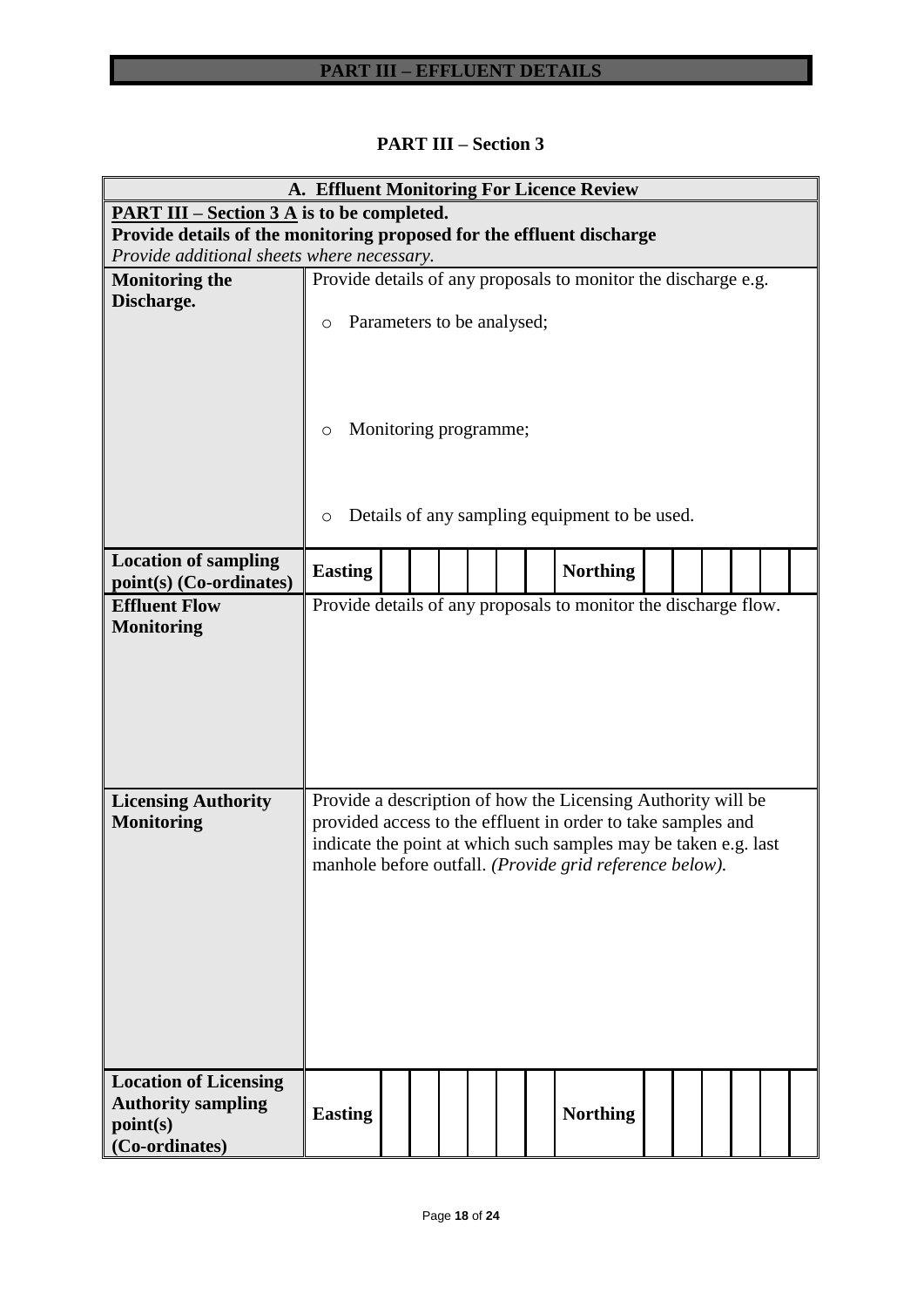# PART III – EFFLUENT DETAILS

## PART III – Section 3

| A. Effluent Monitoring For Licence Review | | | | | | | | | | | | | | | |
|---|---|---|---|---|---|---|---|---|---|---|---|---|---|---|---|
| **PART III – Section 3 A is to be completed.** **Provide details of the monitoring proposed for the effluent discharge** *Provide additional sheets where necessary.* | | | | | | | | | | | | | | | |
| **Monitoring the Discharge.** | Provide details of any proposals to monitor the discharge e.g. <br>○ Parameters to be analysed; <br>○ Monitoring programme; <br>○ Details of any sampling equipment to be used. | | | | | | | | | | | | | | |
| **Location of sampling point(s) (Co-ordinates)** | **Easting** | | | | | | | **Northing** | | | | | | | |
| **Effluent Flow Monitoring** | Provide details of any proposals to monitor the discharge flow. | | | | | | | | | | | | | | |
| **Licensing Authority Monitoring** | Provide a description of how the Licensing Authority will be provided access to the effluent in order to take samples and indicate the point at which such samples may be taken e.g. last manhole before outfall. *(Provide grid reference below).* | | | | | | | | | | | | | | |
| **Location of Licensing Authority sampling point(s) (Co-ordinates)** | **Easting** | | | | | | | **Northing** | | | | | | | |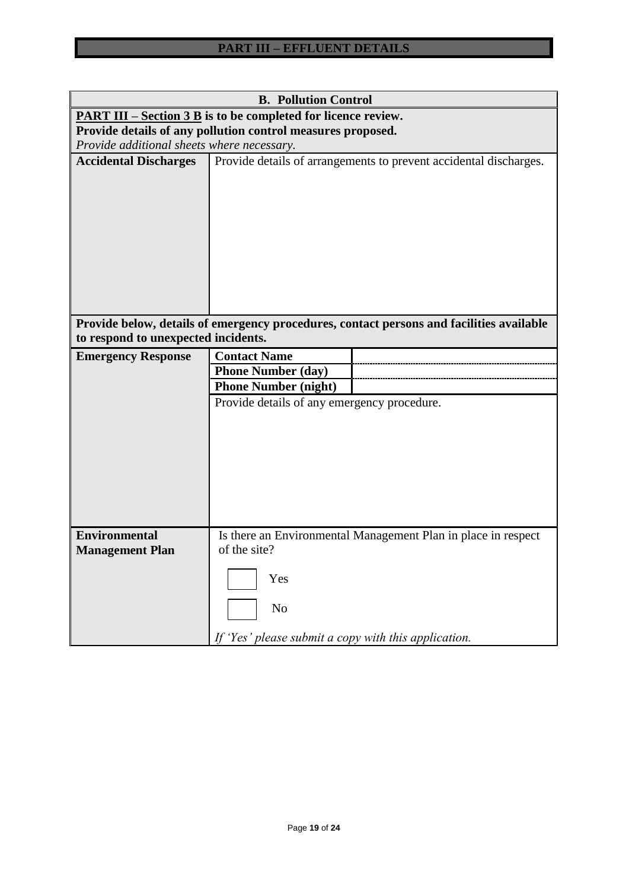# PART III – EFFLUENT DETAILS

## B. Pollution Control

**PART III – Section 3 B is to be completed for licence review.**
**Provide details of any pollution control measures proposed.**
*Provide additional sheets where necessary.*

| | |
|---|---|
| **Accidental Discharges** | Provide details of arrangements to prevent accidental discharges. |

**Provide below, details of emergency procedures, contact persons and facilities available to respond to unexpected incidents.**

| | | |
|---|---|---|
| **Emergency Response** | **Contact Name** | |
| | **Phone Number (day)** | |
| | **Phone Number (night)** | |
| | Provide details of any emergency procedure. | |

| | |
|---|---|
| **Environmental Management Plan** | Is there an Environmental Management Plan in place in respect of the site?<br><br>☐ Yes<br><br>☐ No<br><br>*If 'Yes' please submit a copy with this application.* |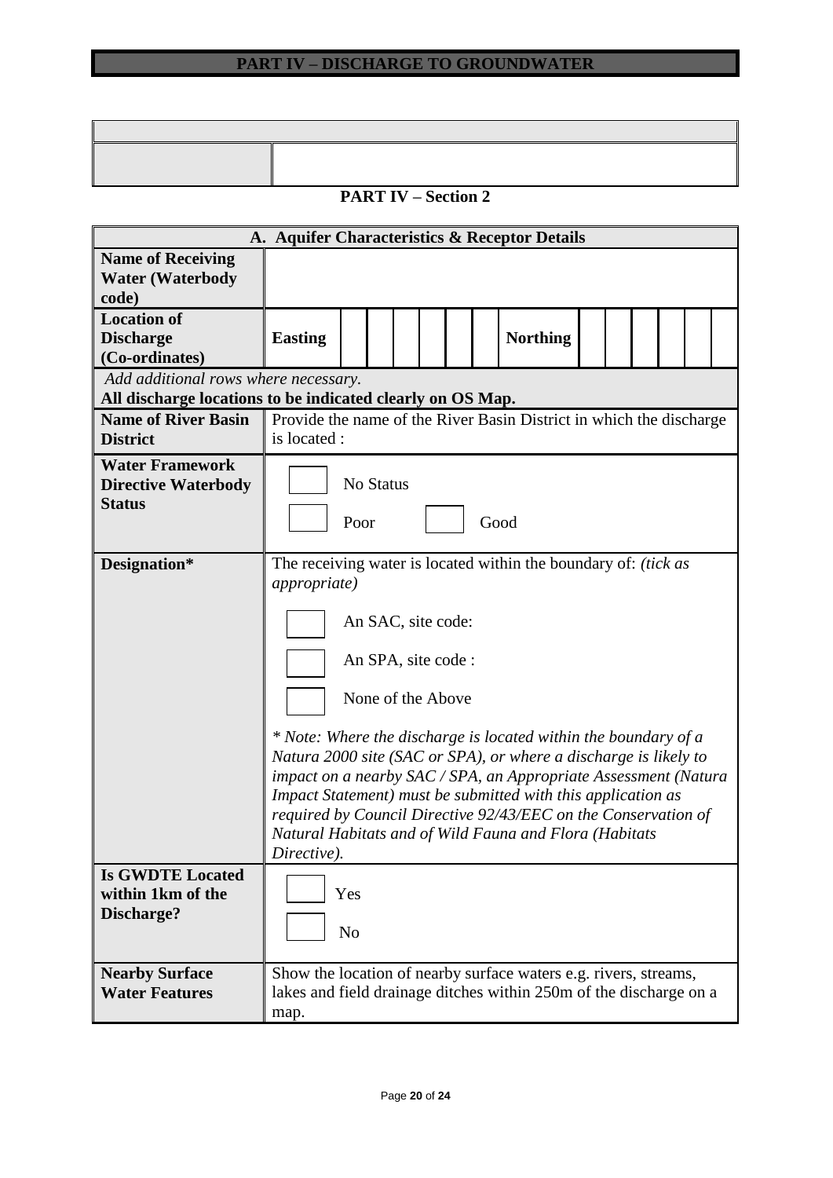# PART IV – DISCHARGE TO GROUNDWATER

| | |
|---|---|
| | |

## PART IV – Section 2

| A. Aquifer Characteristics & Receptor Details | |
|---|---|
| **Name of Receiving Water (Waterbody code)** | |
| **Location of Discharge (Co-ordinates)** | **Easting** ☐☐☐☐☐☐ **Northing** ☐☐☐☐☐☐ |
| *Add additional rows where necessary.* **All discharge locations to be indicated clearly on OS Map.** | |
| **Name of River Basin District** | Provide the name of the River Basin District in which the discharge is located : |
| **Water Framework Directive Waterbody Status** | ☐ No Status<br>☐ Poor ☐ Good |
| **Designation*** | The receiving water is located within the boundary of: *(tick as appropriate)*<br>☐ An SAC, site code:<br>☐ An SPA, site code :<br>☐ None of the Above<br>** Note: Where the discharge is located within the boundary of a Natura 2000 site (SAC or SPA), or where a discharge is likely to impact on a nearby SAC / SPA, an Appropriate Assessment (Natura Impact Statement) must be submitted with this application as required by Council Directive 92/43/EEC on the Conservation of Natural Habitats and of Wild Fauna and Flora (Habitats Directive).* |
| **Is GWDTE Located within 1km of the Discharge?** | ☐ Yes<br>☐ No |
| **Nearby Surface Water Features** | Show the location of nearby surface waters e.g. rivers, streams, lakes and field drainage ditches within 250m of the discharge on a map. |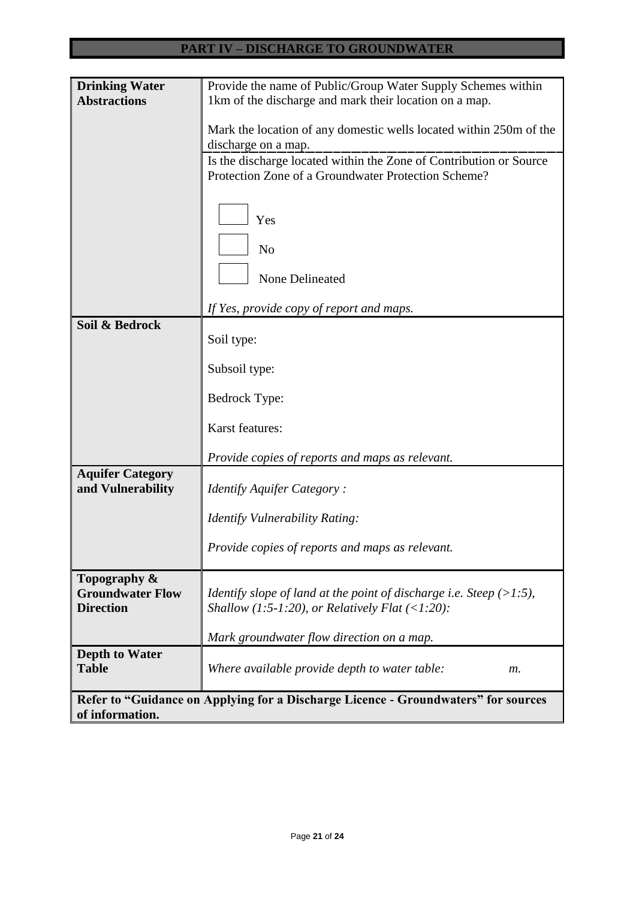## PART IV – DISCHARGE TO GROUNDWATER

| | |
|---|---|
| **Drinking Water Abstractions** | Provide the name of Public/Group Water Supply Schemes within 1km of the discharge and mark their location on a map.<br><br>Mark the location of any domestic wells located within 250m of the discharge on a map. |
| | Is the discharge located within the Zone of Contribution or Source Protection Zone of a Groundwater Protection Scheme?<br><br>☐ Yes<br><br>☐ No<br><br>☐ None Delineated<br><br>*If Yes, provide copy of report and maps.* |
| **Soil & Bedrock** | Soil type:<br><br>Subsoil type:<br><br>Bedrock Type:<br><br>Karst features:<br><br>*Provide copies of reports and maps as relevant.* |
| **Aquifer Category and Vulnerability** | *Identify Aquifer Category :*<br><br>*Identify Vulnerability Rating:*<br><br>*Provide copies of reports and maps as relevant.* |
| **Topography & Groundwater Flow Direction** | *Identify slope of land at the point of discharge i.e. Steep (>1:5), Shallow (1:5-1:20), or Relatively Flat (<1:20):*<br><br>*Mark groundwater flow direction on a map.* |
| **Depth to Water Table** | *Where available provide depth to water table: m.* |

**Refer to "Guidance on Applying for a Discharge Licence - Groundwaters" for sources of information.**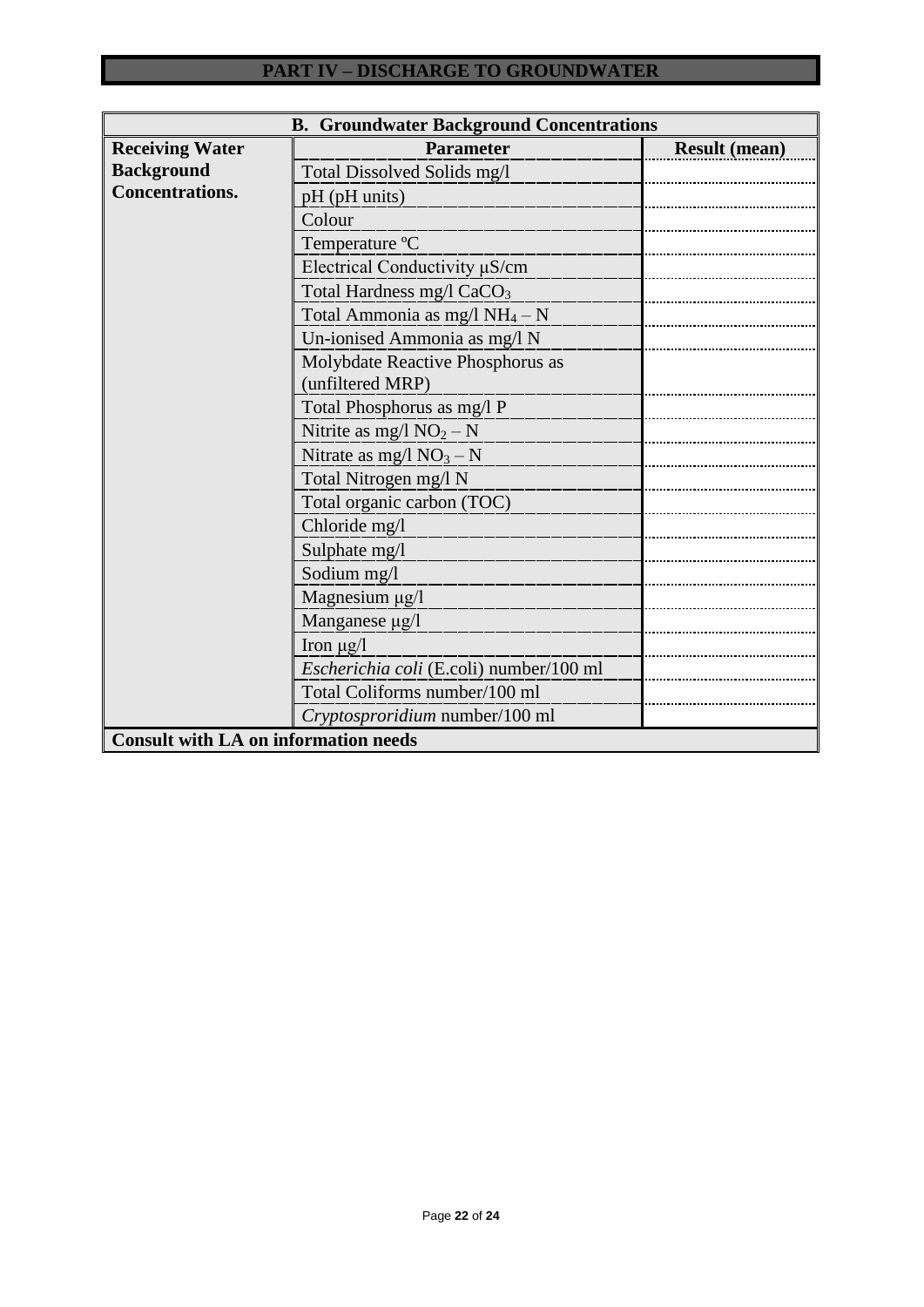# PART IV – DISCHARGE TO GROUNDWATER

| B. Groundwater Background Concentrations | | |
|---|---|---|
| **Receiving Water Background Concentrations.** | **Parameter** | **Result (mean)** |
| | Total Dissolved Solids mg/l | |
| | pH (pH units) | |
| | Colour | |
| | Temperature ºC | |
| | Electrical Conductivity μS/cm | |
| | Total Hardness mg/l $CaCO_3$ | |
| | Total Ammonia as mg/l $NH_4 – N$ | |
| | Un-ionised Ammonia as mg/l N | |
| | Molybdate Reactive Phosphorus as (unfiltered MRP) | |
| | Total Phosphorus as mg/l P | |
| | Nitrite as mg/l $NO_2 – N$ | |
| | Nitrate as mg/l $NO_3 – N$ | |
| | Total Nitrogen mg/l N | |
| | Total organic carbon (TOC) | |
| | Chloride mg/l | |
| | Sulphate mg/l | |
| | Sodium mg/l | |
| | Magnesium μg/l | |
| | Manganese μg/l | |
| | Iron μg/l | |
| | *Escherichia coli* (E.coli) number/100 ml | |
| | Total Coliforms number/100 ml | |
| | *Cryptosproridium* number/100 ml | |
| **Consult with LA on information needs** | | |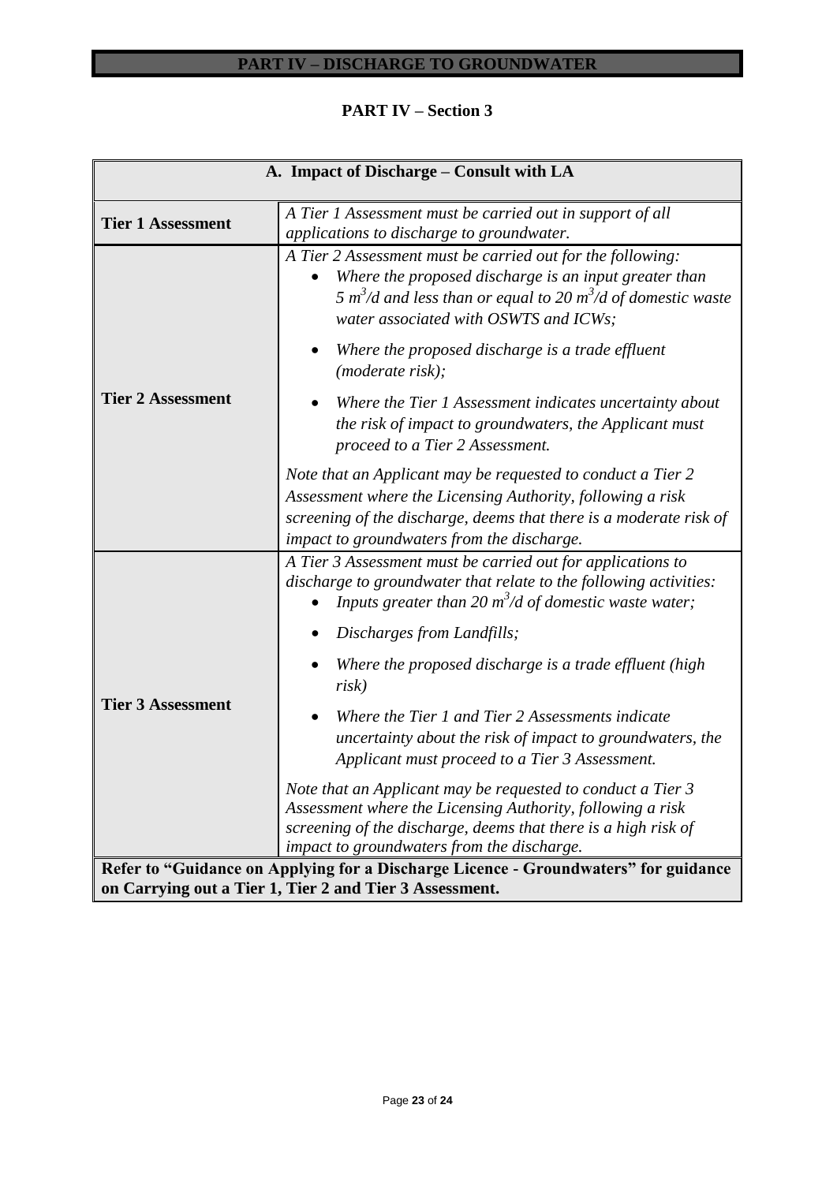# PART IV – DISCHARGE TO GROUNDWATER

## PART IV – Section 3

| A. Impact of Discharge – Consult with LA | |
|---|---|
| **Tier 1 Assessment** | *A Tier 1 Assessment must be carried out in support of all applications to discharge to groundwater.* |
| **Tier 2 Assessment** | *A Tier 2 Assessment must be carried out for the following:*<br>• *Where the proposed discharge is an input greater than 5 $m^3$/d and less than or equal to 20 $m^3$/d of domestic waste water associated with OSWTS and ICWs;*<br>• *Where the proposed discharge is a trade effluent (moderate risk);*<br>• *Where the Tier 1 Assessment indicates uncertainty about the risk of impact to groundwaters, the Applicant must proceed to a Tier 2 Assessment.*<br><br>*Note that an Applicant may be requested to conduct a Tier 2 Assessment where the Licensing Authority, following a risk screening of the discharge, deems that there is a moderate risk of impact to groundwaters from the discharge.* |
| **Tier 3 Assessment** | *A Tier 3 Assessment must be carried out for applications to discharge to groundwater that relate to the following activities:*<br>• *Inputs greater than 20 $m^3$/d of domestic waste water;*<br>• *Discharges from Landfills;*<br>• *Where the proposed discharge is a trade effluent (high risk)*<br>• *Where the Tier 1 and Tier 2 Assessments indicate uncertainty about the risk of impact to groundwaters, the Applicant must proceed to a Tier 3 Assessment.*<br><br>*Note that an Applicant may be requested to conduct a Tier 3 Assessment where the Licensing Authority, following a risk screening of the discharge, deems that there is a high risk of impact to groundwaters from the discharge.* |
| **Refer to "Guidance on Applying for a Discharge Licence - Groundwaters" for guidance on Carrying out a Tier 1, Tier 2 and Tier 3 Assessment.** | |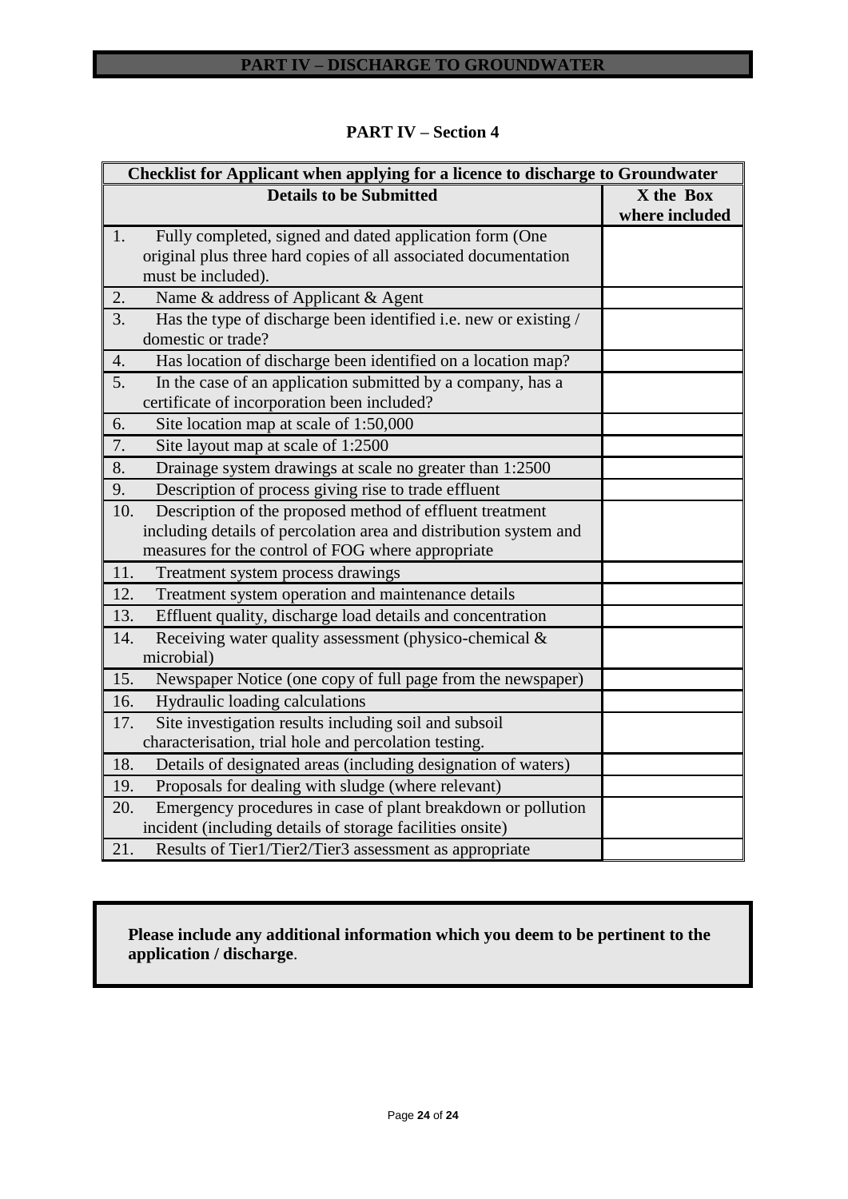# PART IV – DISCHARGE TO GROUNDWATER

## PART IV – Section 4

| Checklist for Applicant when applying for a licence to discharge to Groundwater | |
|---|---|
| **Details to be Submitted** | **X the Box where included** |
| 1. Fully completed, signed and dated application form (One original plus three hard copies of all associated documentation must be included). | |
| 2. Name & address of Applicant & Agent | |
| 3. Has the type of discharge been identified i.e. new or existing / domestic or trade? | |
| 4. Has location of discharge been identified on a location map? | |
| 5. In the case of an application submitted by a company, has a certificate of incorporation been included? | |
| 6. Site location map at scale of 1:50,000 | |
| 7. Site layout map at scale of 1:2500 | |
| 8. Drainage system drawings at scale no greater than 1:2500 | |
| 9. Description of process giving rise to trade effluent | |
| 10. Description of the proposed method of effluent treatment including details of percolation area and distribution system and measures for the control of FOG where appropriate | |
| 11. Treatment system process drawings | |
| 12. Treatment system operation and maintenance details | |
| 13. Effluent quality, discharge load details and concentration | |
| 14. Receiving water quality assessment (physico-chemical & microbial) | |
| 15. Newspaper Notice (one copy of full page from the newspaper) | |
| 16. Hydraulic loading calculations | |
| 17. Site investigation results including soil and subsoil characterisation, trial hole and percolation testing. | |
| 18. Details of designated areas (including designation of waters) | |
| 19. Proposals for dealing with sludge (where relevant) | |
| 20. Emergency procedures in case of plant breakdown or pollution incident (including details of storage facilities onsite) | |
| 21. Results of Tier1/Tier2/Tier3 assessment as appropriate | |

**Please include any additional information which you deem to be pertinent to the application / discharge**.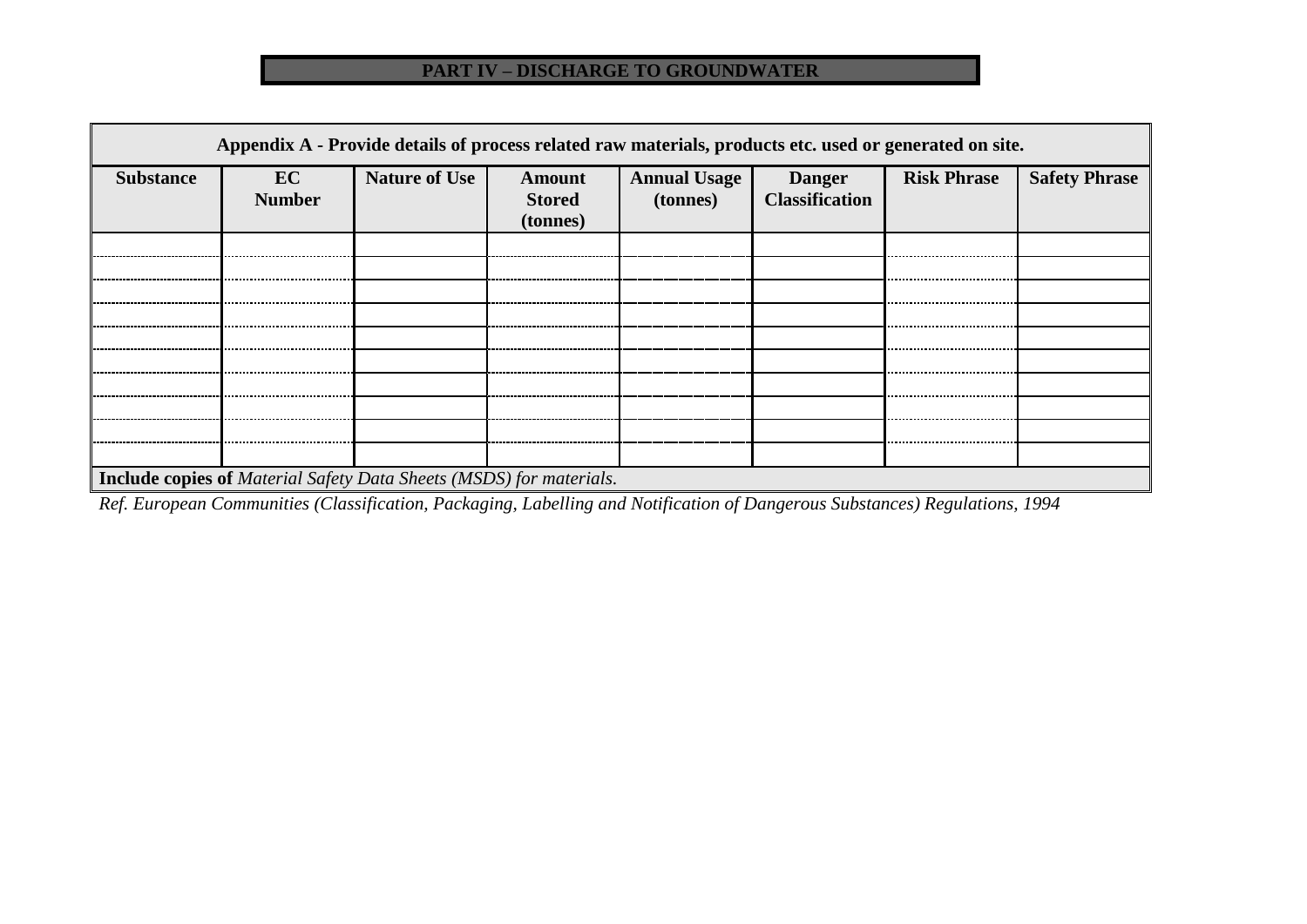## PART IV – DISCHARGE TO GROUNDWATER

**Appendix A - Provide details of process related raw materials, products etc. used or generated on site.**

| Substance | EC Number | Nature of Use | Amount Stored (tonnes) | Annual Usage (tonnes) | Danger Classification | Risk Phrase | Safety Phrase |
|---|---|---|---|---|---|---|---|
| | | | | | | | |
| | | | | | | | |
| | | | | | | | |
| | | | | | | | |
| | | | | | | | |
| | | | | | | | |
| | | | | | | | |
| | | | | | | | |
| | | | | | | | |
| | | | | | | | |

**Include copies of** *Material Safety Data Sheets (MSDS) for materials.*

*Ref. European Communities (Classification, Packaging, Labelling and Notification of Dangerous Substances) Regulations, 1994*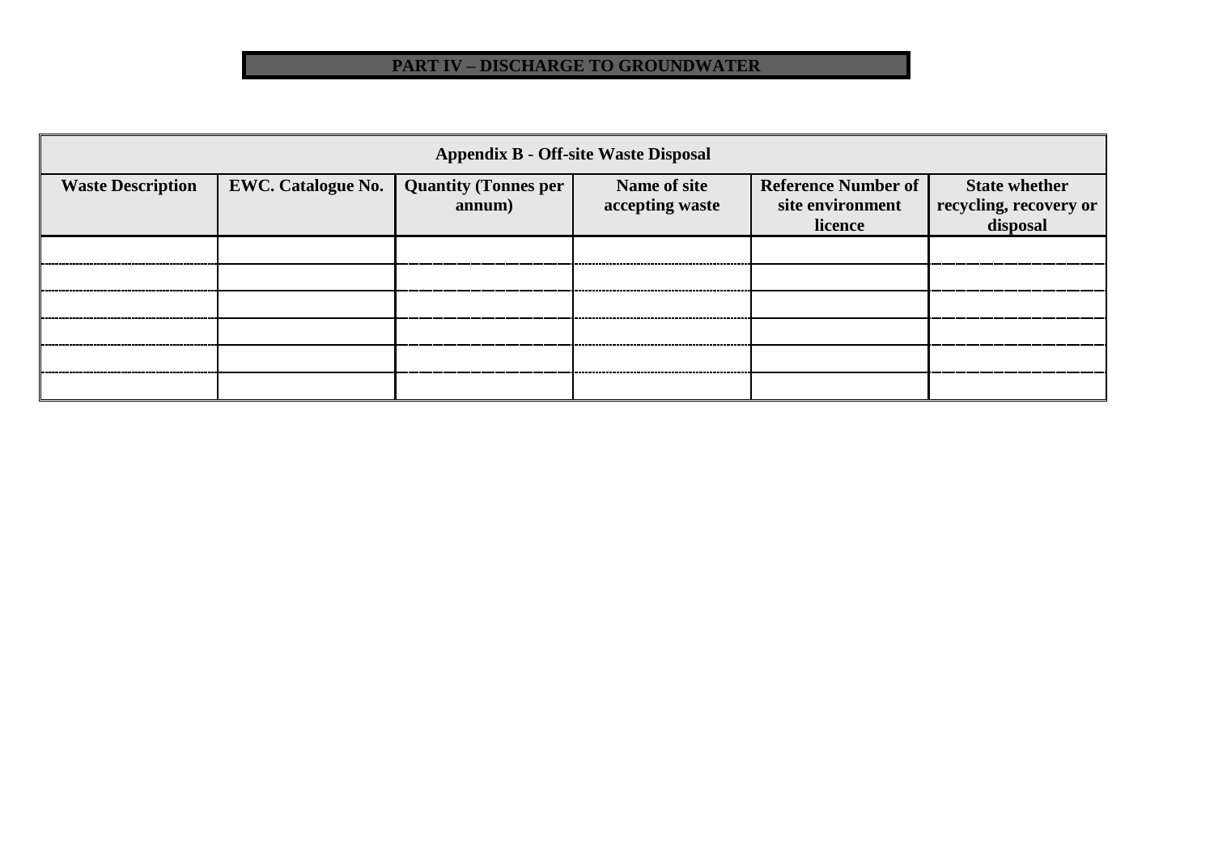## PART IV – DISCHARGE TO GROUNDWATER

| Appendix B - Off-site Waste Disposal | | | | | |
|---|---|---|---|---|---|
| **Waste Description** | **EWC. Catalogue No.** | **Quantity (Tonnes per annum)** | **Name of site accepting waste** | **Reference Number of site environment licence** | **State whether recycling, recovery or disposal** |
| | | | | | |
| | | | | | |
| | | | | | |
| | | | | | |
| | | | | | |
| | | | | | |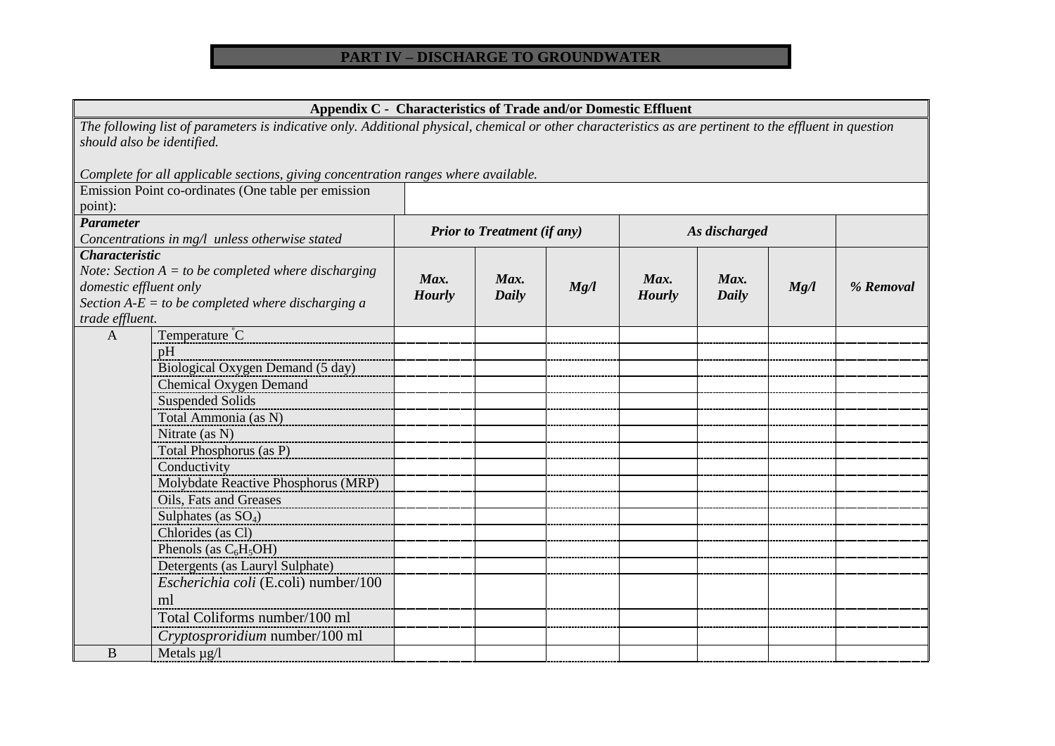# PART IV – DISCHARGE TO GROUNDWATER

| **Appendix C - Characteristics of Trade and/or Domestic Effluent** | | | | | | | | |
|---|---|---|---|---|---|---|---|---|
| *The following list of parameters is indicative only. Additional physical, chemical or other characteristics as are pertinent to the effluent in question should also be identified.*<br><br>*Complete for all applicable sections, giving concentration ranges where available.* | | | | | | | | |
| Emission Point co-ordinates (One table per emission point): | | | | | | | | |
| ***Parameter***<br>*Concentrations in mg/l unless otherwise stated* | | ***Prior to Treatment (if any)*** | | | ***As discharged*** | | | |
| ***Characteristic***<br>*Note: Section A = to be completed where discharging domestic effluent only*<br>*Section A-E = to be completed where discharging a trade effluent.* | | ***Max. Hourly*** | ***Max. Daily*** | ***Mg/l*** | ***Max. Hourly*** | ***Max. Daily*** | ***Mg/l*** | ***% Removal*** |
| A | Temperature °C | | | | | | | |
| | pH | | | | | | | |
| | Biological Oxygen Demand (5 day) | | | | | | | |
| | Chemical Oxygen Demand | | | | | | | |
| | Suspended Solids | | | | | | | |
| | Total Ammonia (as N) | | | | | | | |
| | Nitrate (as N) | | | | | | | |
| | Total Phosphorus (as P) | | | | | | | |
| | Conductivity | | | | | | | |
| | Molybdate Reactive Phosphorus (MRP) | | | | | | | |
| | Oils, Fats and Greases | | | | | | | |
| | Sulphates (as $SO_4$) | | | | | | | |
| | Chlorides (as Cl) | | | | | | | |
| | Phenols (as $C_6H_5OH$) | | | | | | | |
| | Detergents (as Lauryl Sulphate) | | | | | | | |
| | *Escherichia coli* (E.coli) number/100 ml | | | | | | | |
| | Total Coliforms number/100 ml | | | | | | | |
| | *Cryptosproridium* number/100 ml | | | | | | | |
| B | Metals µg/l | | | | | | | |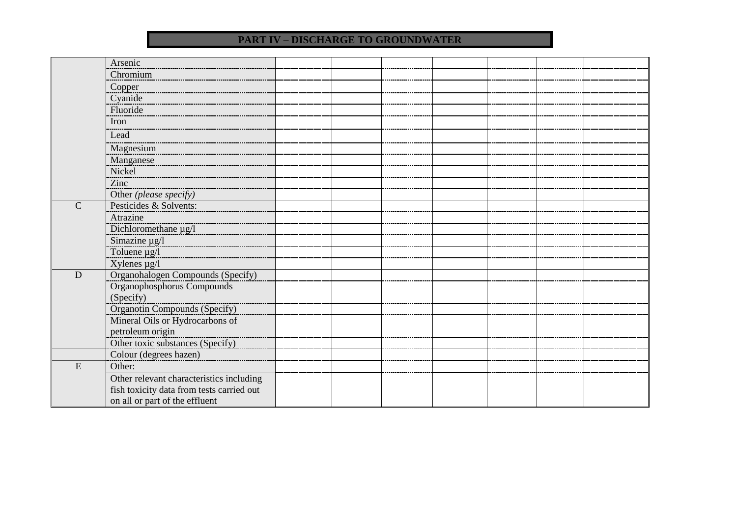## PART IV – DISCHARGE TO GROUNDWATER

| | | | | | | | | |
|---|---|---|---|---|---|---|---|---|
| | Arsenic | | | | | | | |
| | Chromium | | | | | | | |
| | Copper | | | | | | | |
| | Cyanide | | | | | | | |
| | Fluoride | | | | | | | |
| | Iron | | | | | | | |
| | Lead | | | | | | | |
| | Magnesium | | | | | | | |
| | Manganese | | | | | | | |
| | Nickel | | | | | | | |
| | Zinc | | | | | | | |
| | Other *(please specify)* | | | | | | | |
| C | Pesticides & Solvents: | | | | | | | |
| | Atrazine | | | | | | | |
| | Dichloromethane µg/l | | | | | | | |
| | Simazine µg/l | | | | | | | |
| | Toluene µg/l | | | | | | | |
| | Xylenes µg/l | | | | | | | |
| D | Organohalogen Compounds (Specify) | | | | | | | |
| | Organophosphorus Compounds (Specify) | | | | | | | |
| | Organotin Compounds (Specify) | | | | | | | |
| | Mineral Oils or Hydrocarbons of petroleum origin | | | | | | | |
| | Other toxic substances (Specify) | | | | | | | |
| | Colour (degrees hazen) | | | | | | | |
| E | Other: | | | | | | | |
| | Other relevant characteristics including fish toxicity data from tests carried out on all or part of the effluent | | | | | | | |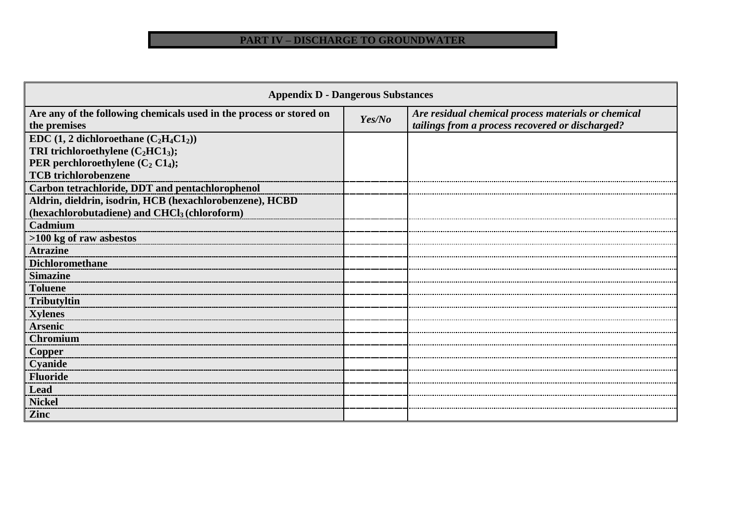## PART IV – DISCHARGE TO GROUNDWATER

| Appendix D - Dangerous Substances | | |
|---|---|---|
| **Are any of the following chemicals used in the process or stored on the premises** | ***Yes/No*** | ***Are residual chemical process materials or chemical tailings from a process recovered or discharged?*** |
| **EDC (1, 2 dichloroethane ($C_2H_4C1_2$))**<br>**TRI trichloroethylene ($C_2HC1_3$);**<br>**PER perchloroethylene ($C_2$ $C1_4$);**<br>**TCB trichlorobenzene** | | |
| **Carbon tetrachloride, DDT and pentachlorophenol** | | |
| **Aldrin, dieldrin, isodrin, HCB (hexachlorobenzene), HCBD (hexachlorobutadiene) and $CHCl_3$ (chloroform)** | | |
| **Cadmium** | | |
| **>100 kg of raw asbestos** | | |
| **Atrazine** | | |
| **Dichloromethane** | | |
| **Simazine** | | |
| **Toluene** | | |
| **Tributyltin** | | |
| **Xylenes** | | |
| **Arsenic** | | |
| **Chromium** | | |
| **Copper** | | |
| **Cyanide** | | |
| **Fluoride** | | |
| **Lead** | | |
| **Nickel** | | |
| **Zinc** | | |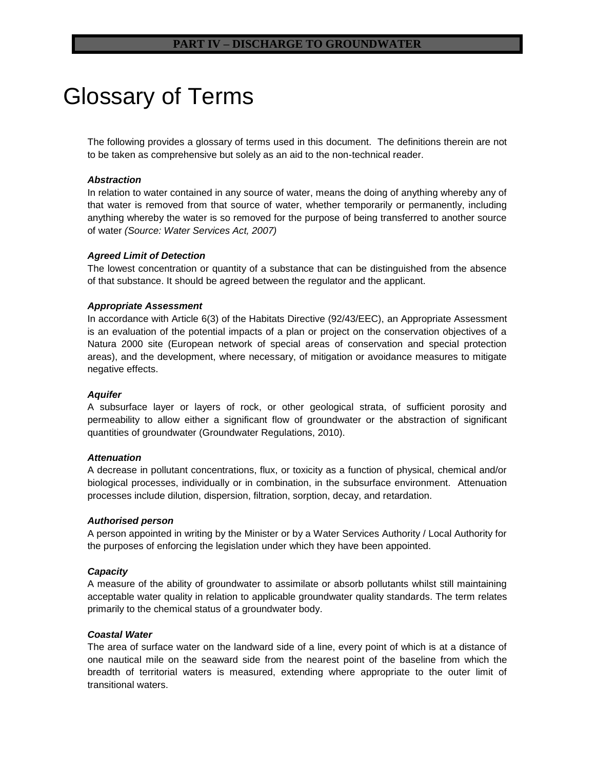# Glossary of Terms

The following provides a glossary of terms used in this document. The definitions therein are not to be taken as comprehensive but solely as an aid to the non-technical reader.

***Abstraction***

In relation to water contained in any source of water, means the doing of anything whereby any of that water is removed from that source of water, whether temporarily or permanently, including anything whereby the water is so removed for the purpose of being transferred to another source of water *(Source: Water Services Act, 2007)*

***Agreed Limit of Detection***

The lowest concentration or quantity of a substance that can be distinguished from the absence of that substance. It should be agreed between the regulator and the applicant.

***Appropriate Assessment***

In accordance with Article 6(3) of the Habitats Directive (92/43/EEC), an Appropriate Assessment is an evaluation of the potential impacts of a plan or project on the conservation objectives of a Natura 2000 site (European network of special areas of conservation and special protection areas), and the development, where necessary, of mitigation or avoidance measures to mitigate negative effects.

***Aquifer***

A subsurface layer or layers of rock, or other geological strata, of sufficient porosity and permeability to allow either a significant flow of groundwater or the abstraction of significant quantities of groundwater (Groundwater Regulations, 2010).

***Attenuation***

A decrease in pollutant concentrations, flux, or toxicity as a function of physical, chemical and/or biological processes, individually or in combination, in the subsurface environment. Attenuation processes include dilution, dispersion, filtration, sorption, decay, and retardation.

***Authorised person***

A person appointed in writing by the Minister or by a Water Services Authority / Local Authority for the purposes of enforcing the legislation under which they have been appointed.

***Capacity***

A measure of the ability of groundwater to assimilate or absorb pollutants whilst still maintaining acceptable water quality in relation to applicable groundwater quality standards. The term relates primarily to the chemical status of a groundwater body.

***Coastal Water***

The area of surface water on the landward side of a line, every point of which is at a distance of one nautical mile on the seaward side from the nearest point of the baseline from which the breadth of territorial waters is measured, extending where appropriate to the outer limit of transitional waters.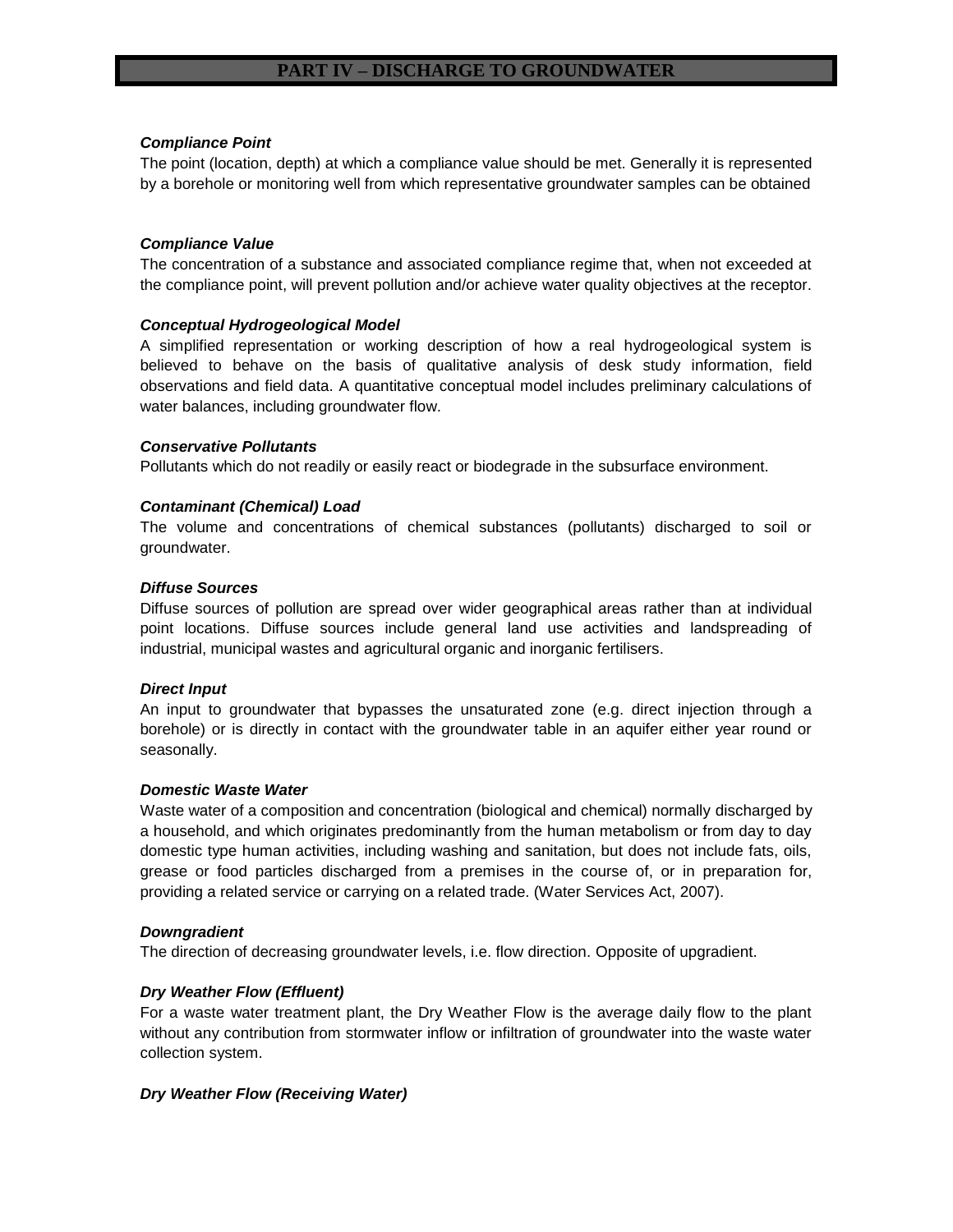## PART IV – DISCHARGE TO GROUNDWATER

***Compliance Point***

The point (location, depth) at which a compliance value should be met. Generally it is represented by a borehole or monitoring well from which representative groundwater samples can be obtained

***Compliance Value***

The concentration of a substance and associated compliance regime that, when not exceeded at the compliance point, will prevent pollution and/or achieve water quality objectives at the receptor.

***Conceptual Hydrogeological Model***

A simplified representation or working description of how a real hydrogeological system is believed to behave on the basis of qualitative analysis of desk study information, field observations and field data. A quantitative conceptual model includes preliminary calculations of water balances, including groundwater flow.

***Conservative Pollutants***

Pollutants which do not readily or easily react or biodegrade in the subsurface environment.

***Contaminant (Chemical) Load***

The volume and concentrations of chemical substances (pollutants) discharged to soil or groundwater.

***Diffuse Sources***

Diffuse sources of pollution are spread over wider geographical areas rather than at individual point locations. Diffuse sources include general land use activities and landspreading of industrial, municipal wastes and agricultural organic and inorganic fertilisers.

***Direct Input***

An input to groundwater that bypasses the unsaturated zone (e.g. direct injection through a borehole) or is directly in contact with the groundwater table in an aquifer either year round or seasonally.

***Domestic Waste Water***

Waste water of a composition and concentration (biological and chemical) normally discharged by a household, and which originates predominantly from the human metabolism or from day to day domestic type human activities, including washing and sanitation, but does not include fats, oils, grease or food particles discharged from a premises in the course of, or in preparation for, providing a related service or carrying on a related trade. (Water Services Act, 2007).

***Downgradient***

The direction of decreasing groundwater levels, i.e. flow direction. Opposite of upgradient.

***Dry Weather Flow (Effluent)***

For a waste water treatment plant, the Dry Weather Flow is the average daily flow to the plant without any contribution from stormwater inflow or infiltration of groundwater into the waste water collection system.

***Dry Weather Flow (Receiving Water)***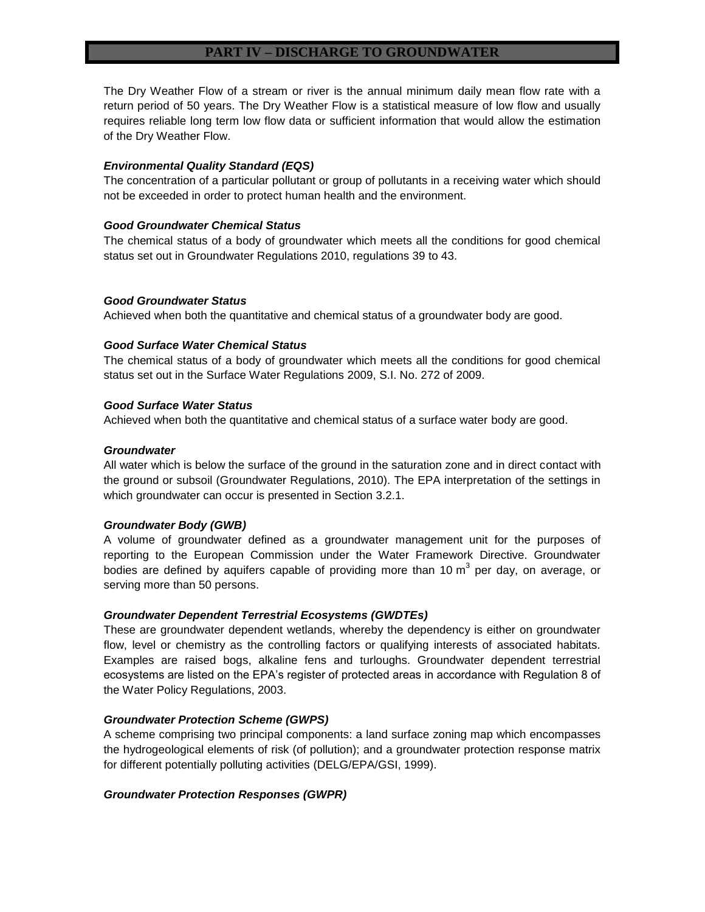# PART IV – DISCHARGE TO GROUNDWATER

The Dry Weather Flow of a stream or river is the annual minimum daily mean flow rate with a return period of 50 years. The Dry Weather Flow is a statistical measure of low flow and usually requires reliable long term low flow data or sufficient information that would allow the estimation of the Dry Weather Flow.

***Environmental Quality Standard (EQS)***

The concentration of a particular pollutant or group of pollutants in a receiving water which should not be exceeded in order to protect human health and the environment.

***Good Groundwater Chemical Status***

The chemical status of a body of groundwater which meets all the conditions for good chemical status set out in Groundwater Regulations 2010, regulations 39 to 43.

***Good Groundwater Status***

Achieved when both the quantitative and chemical status of a groundwater body are good.

***Good Surface Water Chemical Status***

The chemical status of a body of groundwater which meets all the conditions for good chemical status set out in the Surface Water Regulations 2009, S.I. No. 272 of 2009.

***Good Surface Water Status***

Achieved when both the quantitative and chemical status of a surface water body are good.

***Groundwater***

All water which is below the surface of the ground in the saturation zone and in direct contact with the ground or subsoil (Groundwater Regulations, 2010). The EPA interpretation of the settings in which groundwater can occur is presented in Section 3.2.1.

***Groundwater Body (GWB)***

A volume of groundwater defined as a groundwater management unit for the purposes of reporting to the European Commission under the Water Framework Directive. Groundwater bodies are defined by aquifers capable of providing more than 10 $m^3$ per day, on average, or serving more than 50 persons.

***Groundwater Dependent Terrestrial Ecosystems (GWDTEs)***

These are groundwater dependent wetlands, whereby the dependency is either on groundwater flow, level or chemistry as the controlling factors or qualifying interests of associated habitats. Examples are raised bogs, alkaline fens and turloughs. Groundwater dependent terrestrial ecosystems are listed on the EPA's register of protected areas in accordance with Regulation 8 of the Water Policy Regulations, 2003.

***Groundwater Protection Scheme (GWPS)***

A scheme comprising two principal components: a land surface zoning map which encompasses the hydrogeological elements of risk (of pollution); and a groundwater protection response matrix for different potentially polluting activities (DELG/EPA/GSI, 1999).

***Groundwater Protection Responses (GWPR)***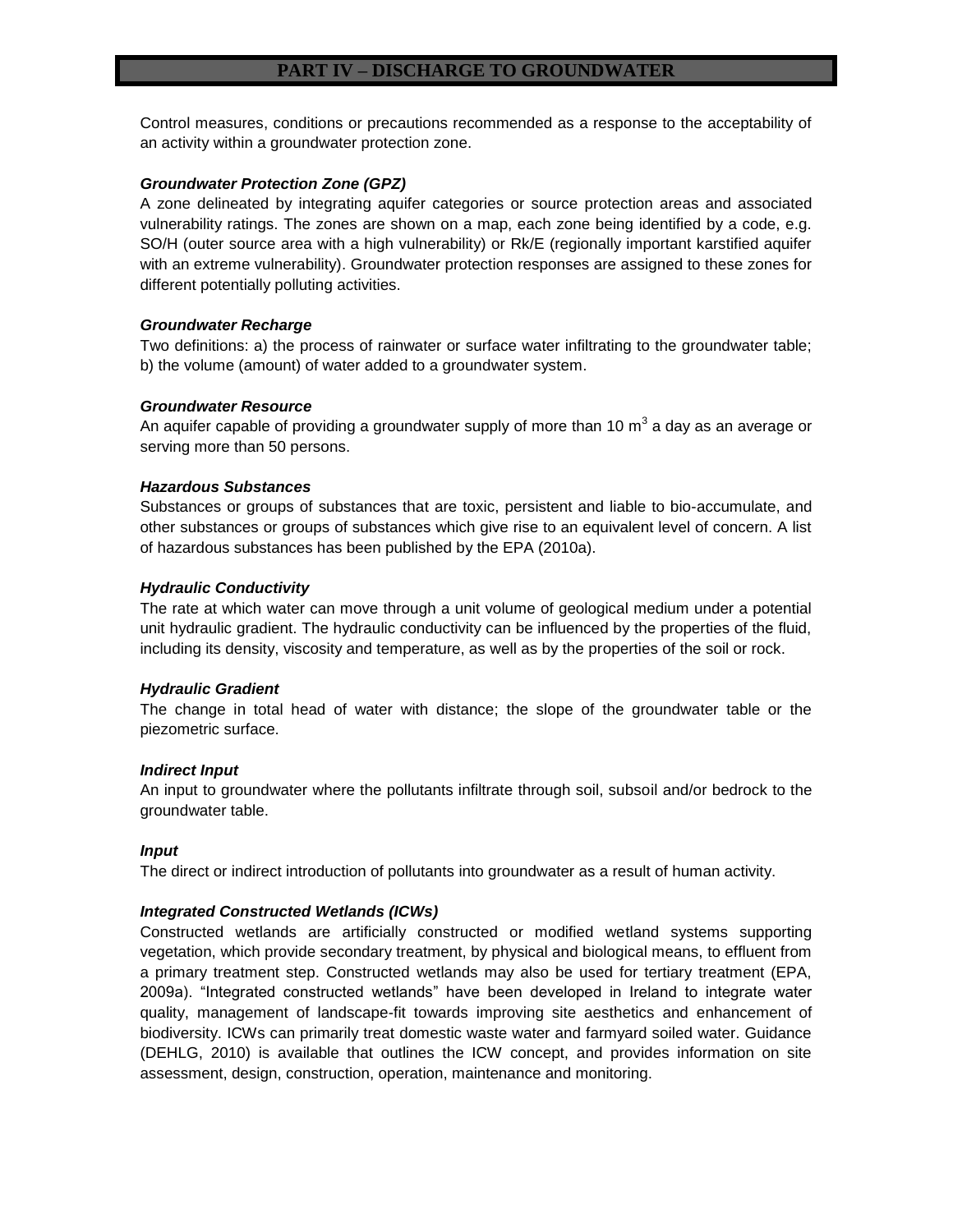Control measures, conditions or precautions recommended as a response to the acceptability of an activity within a groundwater protection zone.

***Groundwater Protection Zone (GPZ)***

A zone delineated by integrating aquifer categories or source protection areas and associated vulnerability ratings. The zones are shown on a map, each zone being identified by a code, e.g. SO/H (outer source area with a high vulnerability) or Rk/E (regionally important karstified aquifer with an extreme vulnerability). Groundwater protection responses are assigned to these zones for different potentially polluting activities.

***Groundwater Recharge***

Two definitions: a) the process of rainwater or surface water infiltrating to the groundwater table; b) the volume (amount) of water added to a groundwater system.

***Groundwater Resource***

An aquifer capable of providing a groundwater supply of more than 10 $m^3$ a day as an average or serving more than 50 persons.

***Hazardous Substances***

Substances or groups of substances that are toxic, persistent and liable to bio-accumulate, and other substances or groups of substances which give rise to an equivalent level of concern. A list of hazardous substances has been published by the EPA (2010a).

***Hydraulic Conductivity***

The rate at which water can move through a unit volume of geological medium under a potential unit hydraulic gradient. The hydraulic conductivity can be influenced by the properties of the fluid, including its density, viscosity and temperature, as well as by the properties of the soil or rock.

***Hydraulic Gradient***

The change in total head of water with distance; the slope of the groundwater table or the piezometric surface.

***Indirect Input***

An input to groundwater where the pollutants infiltrate through soil, subsoil and/or bedrock to the groundwater table.

***Input***

The direct or indirect introduction of pollutants into groundwater as a result of human activity.

***Integrated Constructed Wetlands (ICWs)***

Constructed wetlands are artificially constructed or modified wetland systems supporting vegetation, which provide secondary treatment, by physical and biological means, to effluent from a primary treatment step. Constructed wetlands may also be used for tertiary treatment (EPA, 2009a). "Integrated constructed wetlands" have been developed in Ireland to integrate water quality, management of landscape-fit towards improving site aesthetics and enhancement of biodiversity. ICWs can primarily treat domestic waste water and farmyard soiled water. Guidance (DEHLG, 2010) is available that outlines the ICW concept, and provides information on site assessment, design, construction, operation, maintenance and monitoring.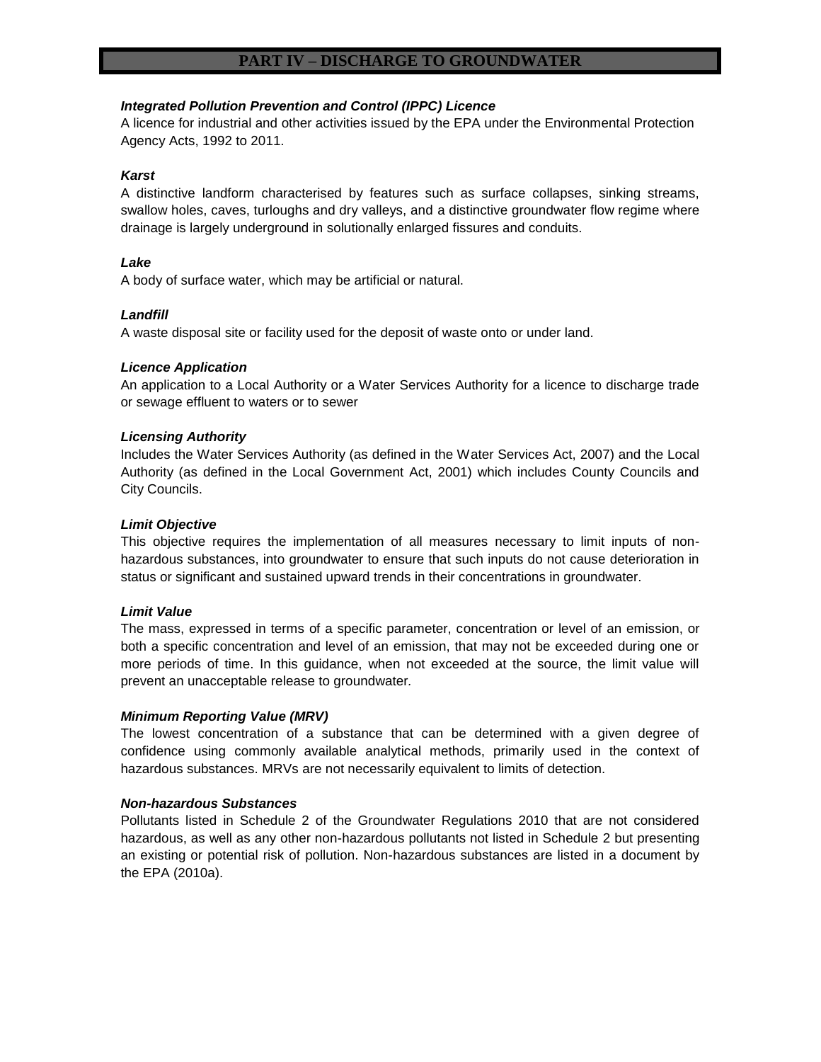# PART IV – DISCHARGE TO GROUNDWATER

***Integrated Pollution Prevention and Control (IPPC) Licence***

A licence for industrial and other activities issued by the EPA under the Environmental Protection Agency Acts, 1992 to 2011.

***Karst***

A distinctive landform characterised by features such as surface collapses, sinking streams, swallow holes, caves, turloughs and dry valleys, and a distinctive groundwater flow regime where drainage is largely underground in solutionally enlarged fissures and conduits.

***Lake***

A body of surface water, which may be artificial or natural.

***Landfill***

A waste disposal site or facility used for the deposit of waste onto or under land.

***Licence Application***

An application to a Local Authority or a Water Services Authority for a licence to discharge trade or sewage effluent to waters or to sewer

***Licensing Authority***

Includes the Water Services Authority (as defined in the Water Services Act, 2007) and the Local Authority (as defined in the Local Government Act, 2001) which includes County Councils and City Councils.

***Limit Objective***

This objective requires the implementation of all measures necessary to limit inputs of non-hazardous substances, into groundwater to ensure that such inputs do not cause deterioration in status or significant and sustained upward trends in their concentrations in groundwater.

***Limit Value***

The mass, expressed in terms of a specific parameter, concentration or level of an emission, or both a specific concentration and level of an emission, that may not be exceeded during one or more periods of time. In this guidance, when not exceeded at the source, the limit value will prevent an unacceptable release to groundwater.

***Minimum Reporting Value (MRV)***

The lowest concentration of a substance that can be determined with a given degree of confidence using commonly available analytical methods, primarily used in the context of hazardous substances. MRVs are not necessarily equivalent to limits of detection.

***Non-hazardous Substances***

Pollutants listed in Schedule 2 of the Groundwater Regulations 2010 that are not considered hazardous, as well as any other non-hazardous pollutants not listed in Schedule 2 but presenting an existing or potential risk of pollution. Non-hazardous substances are listed in a document by the EPA (2010a).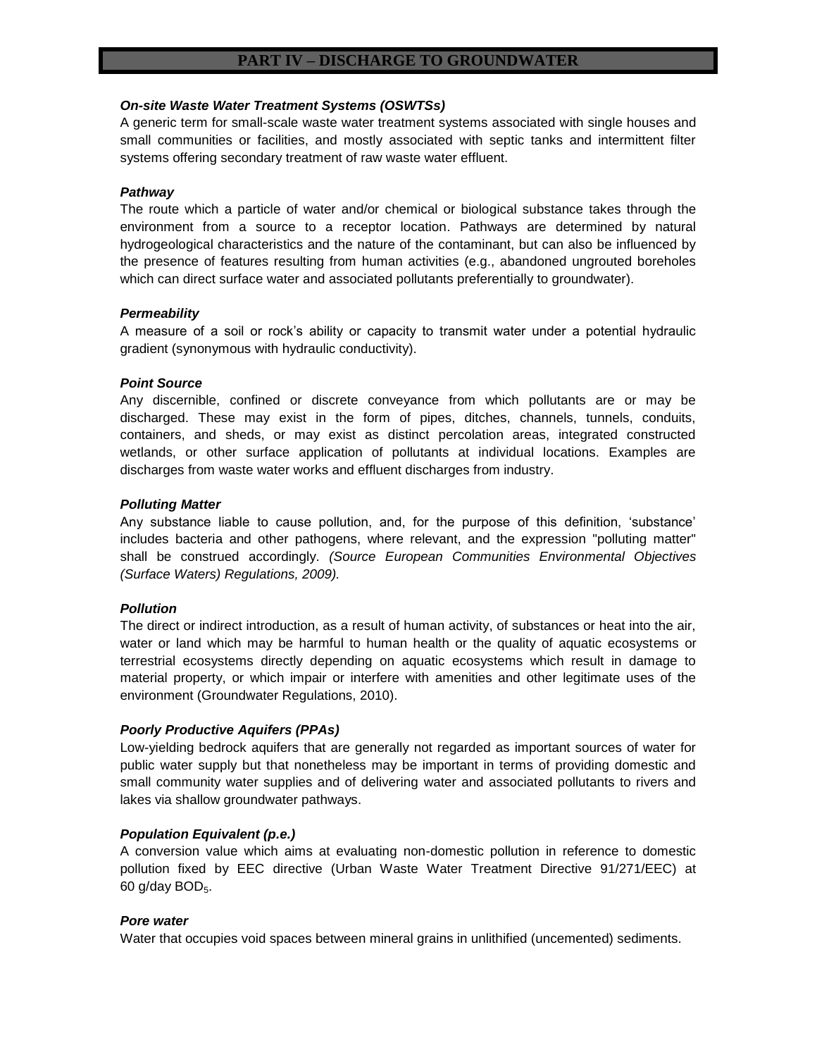# PART IV – DISCHARGE TO GROUNDWATER

***On-site Waste Water Treatment Systems (OSWTSs)***

A generic term for small-scale waste water treatment systems associated with single houses and small communities or facilities, and mostly associated with septic tanks and intermittent filter systems offering secondary treatment of raw waste water effluent.

***Pathway***

The route which a particle of water and/or chemical or biological substance takes through the environment from a source to a receptor location. Pathways are determined by natural hydrogeological characteristics and the nature of the contaminant, but can also be influenced by the presence of features resulting from human activities (e.g., abandoned ungrouted boreholes which can direct surface water and associated pollutants preferentially to groundwater).

***Permeability***

A measure of a soil or rock's ability or capacity to transmit water under a potential hydraulic gradient (synonymous with hydraulic conductivity).

***Point Source***

Any discernible, confined or discrete conveyance from which pollutants are or may be discharged. These may exist in the form of pipes, ditches, channels, tunnels, conduits, containers, and sheds, or may exist as distinct percolation areas, integrated constructed wetlands, or other surface application of pollutants at individual locations. Examples are discharges from waste water works and effluent discharges from industry.

***Polluting Matter***

Any substance liable to cause pollution, and, for the purpose of this definition, 'substance' includes bacteria and other pathogens, where relevant, and the expression "polluting matter" shall be construed accordingly. *(Source European Communities Environmental Objectives (Surface Waters) Regulations, 2009).*

***Pollution***

The direct or indirect introduction, as a result of human activity, of substances or heat into the air, water or land which may be harmful to human health or the quality of aquatic ecosystems or terrestrial ecosystems directly depending on aquatic ecosystems which result in damage to material property, or which impair or interfere with amenities and other legitimate uses of the environment (Groundwater Regulations, 2010).

***Poorly Productive Aquifers (PPAs)***

Low-yielding bedrock aquifers that are generally not regarded as important sources of water for public water supply but that nonetheless may be important in terms of providing domestic and small community water supplies and of delivering water and associated pollutants to rivers and lakes via shallow groundwater pathways.

***Population Equivalent (p.e.)***

A conversion value which aims at evaluating non-domestic pollution in reference to domestic pollution fixed by EEC directive (Urban Waste Water Treatment Directive 91/271/EEC) at 60 g/day $BOD_5$.

***Pore water***

Water that occupies void spaces between mineral grains in unlithified (uncemented) sediments.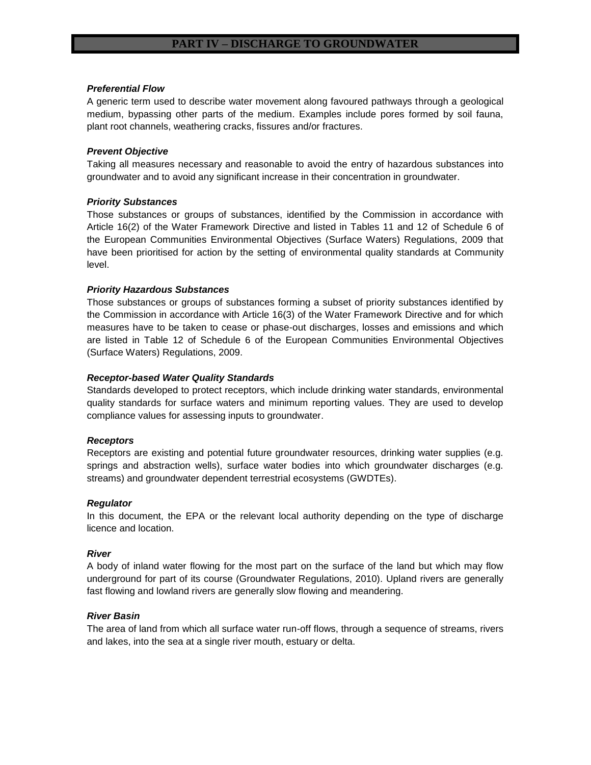## PART IV – DISCHARGE TO GROUNDWATER

***Preferential Flow***

A generic term used to describe water movement along favoured pathways through a geological medium, bypassing other parts of the medium. Examples include pores formed by soil fauna, plant root channels, weathering cracks, fissures and/or fractures.

***Prevent Objective***

Taking all measures necessary and reasonable to avoid the entry of hazardous substances into groundwater and to avoid any significant increase in their concentration in groundwater.

***Priority Substances***

Those substances or groups of substances, identified by the Commission in accordance with Article 16(2) of the Water Framework Directive and listed in Tables 11 and 12 of Schedule 6 of the European Communities Environmental Objectives (Surface Waters) Regulations, 2009 that have been prioritised for action by the setting of environmental quality standards at Community level.

***Priority Hazardous Substances***

Those substances or groups of substances forming a subset of priority substances identified by the Commission in accordance with Article 16(3) of the Water Framework Directive and for which measures have to be taken to cease or phase-out discharges, losses and emissions and which are listed in Table 12 of Schedule 6 of the European Communities Environmental Objectives (Surface Waters) Regulations, 2009.

***Receptor-based Water Quality Standards***

Standards developed to protect receptors, which include drinking water standards, environmental quality standards for surface waters and minimum reporting values. They are used to develop compliance values for assessing inputs to groundwater.

***Receptors***

Receptors are existing and potential future groundwater resources, drinking water supplies (e.g. springs and abstraction wells), surface water bodies into which groundwater discharges (e.g. streams) and groundwater dependent terrestrial ecosystems (GWDTEs).

***Regulator***

In this document, the EPA or the relevant local authority depending on the type of discharge licence and location.

***River***

A body of inland water flowing for the most part on the surface of the land but which may flow underground for part of its course (Groundwater Regulations, 2010). Upland rivers are generally fast flowing and lowland rivers are generally slow flowing and meandering.

***River Basin***

The area of land from which all surface water run-off flows, through a sequence of streams, rivers and lakes, into the sea at a single river mouth, estuary or delta.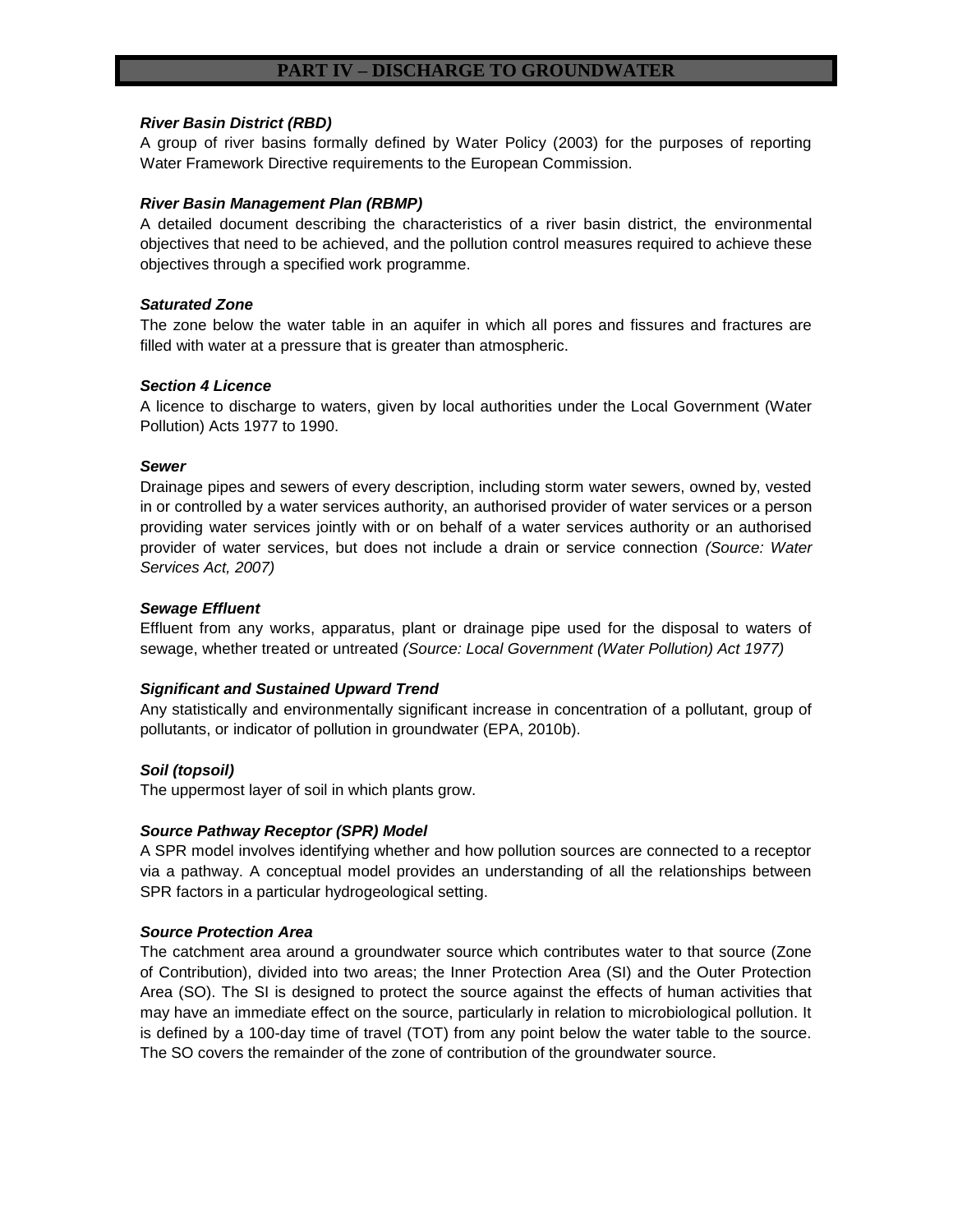## PART IV – DISCHARGE TO GROUNDWATER

***River Basin District (RBD)***

A group of river basins formally defined by Water Policy (2003) for the purposes of reporting Water Framework Directive requirements to the European Commission.

***River Basin Management Plan (RBMP)***

A detailed document describing the characteristics of a river basin district, the environmental objectives that need to be achieved, and the pollution control measures required to achieve these objectives through a specified work programme.

***Saturated Zone***

The zone below the water table in an aquifer in which all pores and fissures and fractures are filled with water at a pressure that is greater than atmospheric.

***Section 4 Licence***

A licence to discharge to waters, given by local authorities under the Local Government (Water Pollution) Acts 1977 to 1990.

***Sewer***

Drainage pipes and sewers of every description, including storm water sewers, owned by, vested in or controlled by a water services authority, an authorised provider of water services or a person providing water services jointly with or on behalf of a water services authority or an authorised provider of water services, but does not include a drain or service connection *(Source: Water Services Act, 2007)*

***Sewage Effluent***

Effluent from any works, apparatus, plant or drainage pipe used for the disposal to waters of sewage, whether treated or untreated *(Source: Local Government (Water Pollution) Act 1977)*

***Significant and Sustained Upward Trend***

Any statistically and environmentally significant increase in concentration of a pollutant, group of pollutants, or indicator of pollution in groundwater (EPA, 2010b).

***Soil (topsoil)***

The uppermost layer of soil in which plants grow.

***Source Pathway Receptor (SPR) Model***

A SPR model involves identifying whether and how pollution sources are connected to a receptor via a pathway. A conceptual model provides an understanding of all the relationships between SPR factors in a particular hydrogeological setting.

***Source Protection Area***

The catchment area around a groundwater source which contributes water to that source (Zone of Contribution), divided into two areas; the Inner Protection Area (SI) and the Outer Protection Area (SO). The SI is designed to protect the source against the effects of human activities that may have an immediate effect on the source, particularly in relation to microbiological pollution. It is defined by a 100-day time of travel (TOT) from any point below the water table to the source. The SO covers the remainder of the zone of contribution of the groundwater source.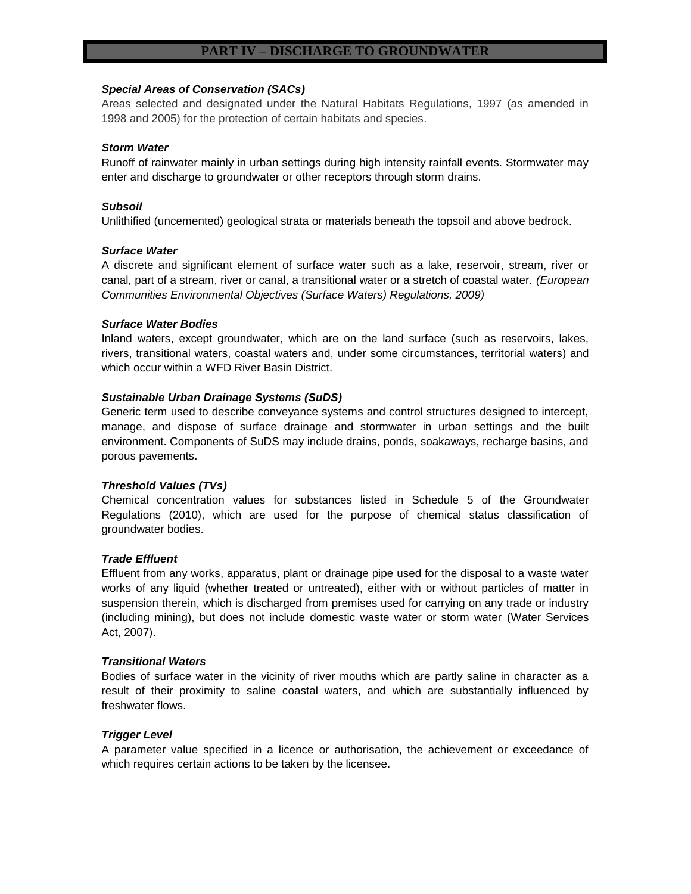# PART IV – DISCHARGE TO GROUNDWATER

***Special Areas of Conservation (SACs)***
Areas selected and designated under the Natural Habitats Regulations, 1997 (as amended in 1998 and 2005) for the protection of certain habitats and species.

***Storm Water***
Runoff of rainwater mainly in urban settings during high intensity rainfall events. Stormwater may enter and discharge to groundwater or other receptors through storm drains.

***Subsoil***
Unlithified (uncemented) geological strata or materials beneath the topsoil and above bedrock.

***Surface Water***
A discrete and significant element of surface water such as a lake, reservoir, stream, river or canal, part of a stream, river or canal, a transitional water or a stretch of coastal water. *(European Communities Environmental Objectives (Surface Waters) Regulations, 2009)*

***Surface Water Bodies***
Inland waters, except groundwater, which are on the land surface (such as reservoirs, lakes, rivers, transitional waters, coastal waters and, under some circumstances, territorial waters) and which occur within a WFD River Basin District.

***Sustainable Urban Drainage Systems (SuDS)***
Generic term used to describe conveyance systems and control structures designed to intercept, manage, and dispose of surface drainage and stormwater in urban settings and the built environment. Components of SuDS may include drains, ponds, soakaways, recharge basins, and porous pavements.

***Threshold Values (TVs)***
Chemical concentration values for substances listed in Schedule 5 of the Groundwater Regulations (2010), which are used for the purpose of chemical status classification of groundwater bodies.

***Trade Effluent***
Effluent from any works, apparatus, plant or drainage pipe used for the disposal to a waste water works of any liquid (whether treated or untreated), either with or without particles of matter in suspension therein, which is discharged from premises used for carrying on any trade or industry (including mining), but does not include domestic waste water or storm water (Water Services Act, 2007).

***Transitional Waters***
Bodies of surface water in the vicinity of river mouths which are partly saline in character as a result of their proximity to saline coastal waters, and which are substantially influenced by freshwater flows.

***Trigger Level***
A parameter value specified in a licence or authorisation, the achievement or exceedance of which requires certain actions to be taken by the licensee.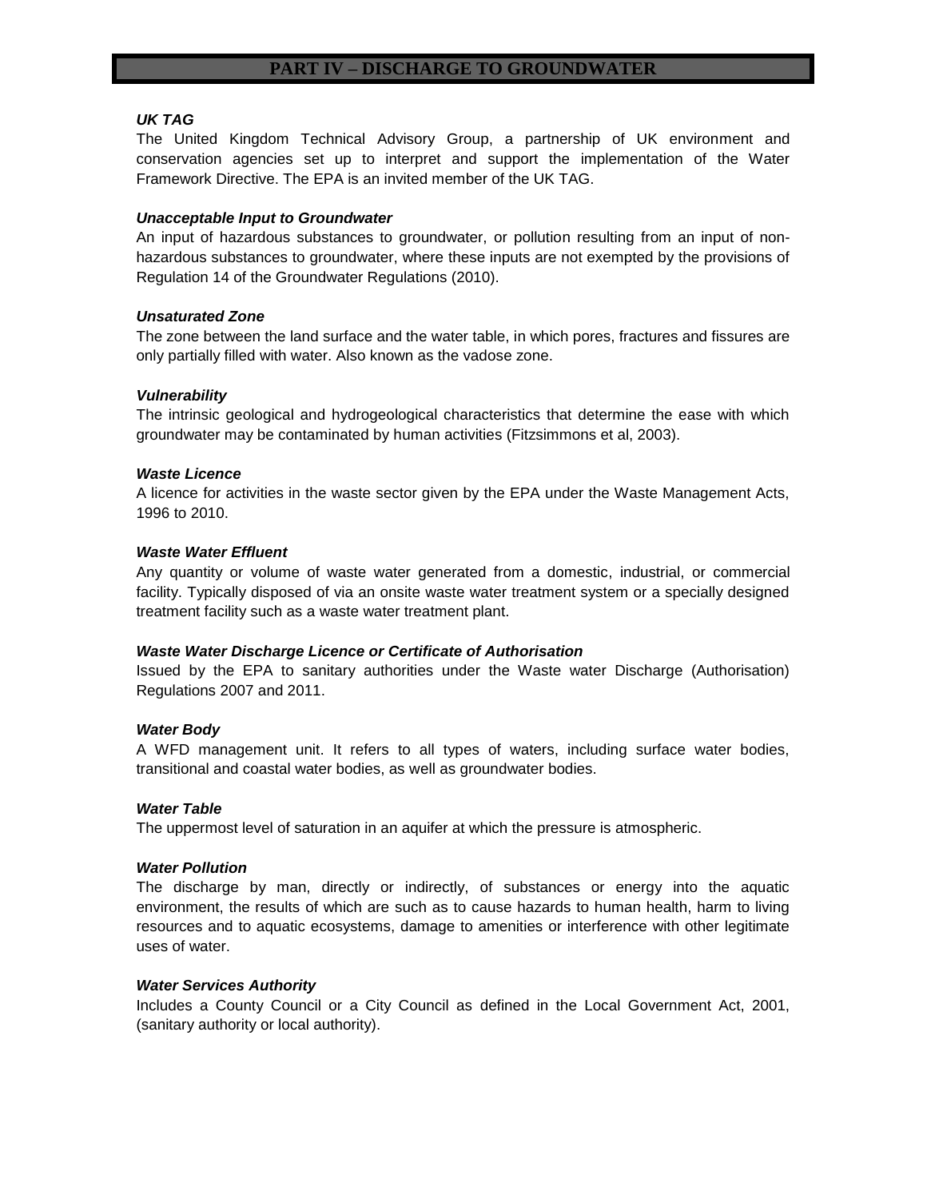# PART IV – DISCHARGE TO GROUNDWATER

***UK TAG***

The United Kingdom Technical Advisory Group, a partnership of UK environment and conservation agencies set up to interpret and support the implementation of the Water Framework Directive. The EPA is an invited member of the UK TAG.

***Unacceptable Input to Groundwater***

An input of hazardous substances to groundwater, or pollution resulting from an input of non-hazardous substances to groundwater, where these inputs are not exempted by the provisions of Regulation 14 of the Groundwater Regulations (2010).

***Unsaturated Zone***

The zone between the land surface and the water table, in which pores, fractures and fissures are only partially filled with water. Also known as the vadose zone.

***Vulnerability***

The intrinsic geological and hydrogeological characteristics that determine the ease with which groundwater may be contaminated by human activities (Fitzsimmons et al, 2003).

***Waste Licence***

A licence for activities in the waste sector given by the EPA under the Waste Management Acts, 1996 to 2010.

***Waste Water Effluent***

Any quantity or volume of waste water generated from a domestic, industrial, or commercial facility. Typically disposed of via an onsite waste water treatment system or a specially designed treatment facility such as a waste water treatment plant.

***Waste Water Discharge Licence or Certificate of Authorisation***

Issued by the EPA to sanitary authorities under the Waste water Discharge (Authorisation) Regulations 2007 and 2011.

***Water Body***

A WFD management unit. It refers to all types of waters, including surface water bodies, transitional and coastal water bodies, as well as groundwater bodies.

***Water Table***

The uppermost level of saturation in an aquifer at which the pressure is atmospheric.

***Water Pollution***

The discharge by man, directly or indirectly, of substances or energy into the aquatic environment, the results of which are such as to cause hazards to human health, harm to living resources and to aquatic ecosystems, damage to amenities or interference with other legitimate uses of water.

***Water Services Authority***

Includes a County Council or a City Council as defined in the Local Government Act, 2001, (sanitary authority or local authority).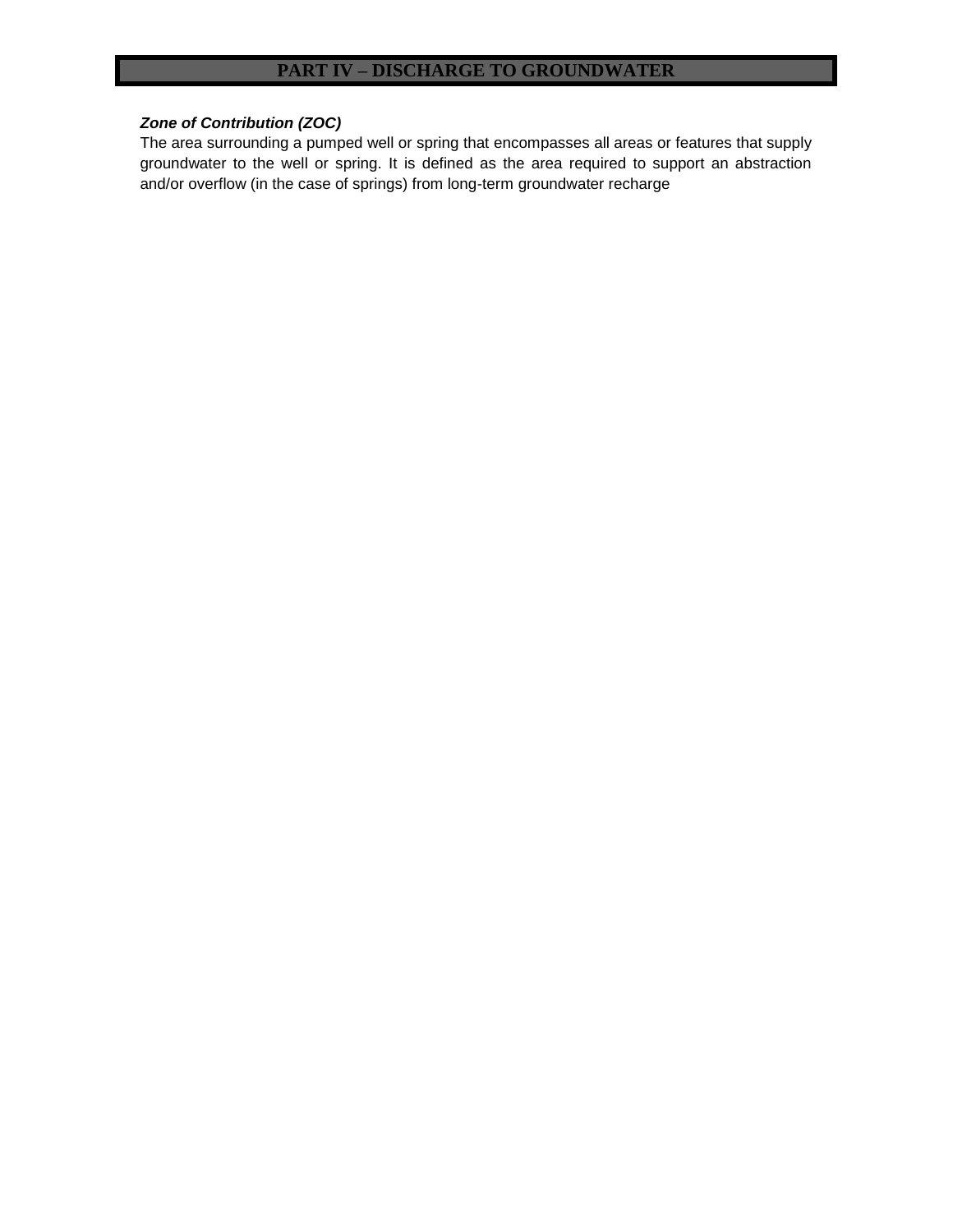## PART IV – DISCHARGE TO GROUNDWATER

***Zone of Contribution (ZOC)***

The area surrounding a pumped well or spring that encompasses all areas or features that supply groundwater to the well or spring. It is defined as the area required to support an abstraction and/or overflow (in the case of springs) from long-term groundwater recharge